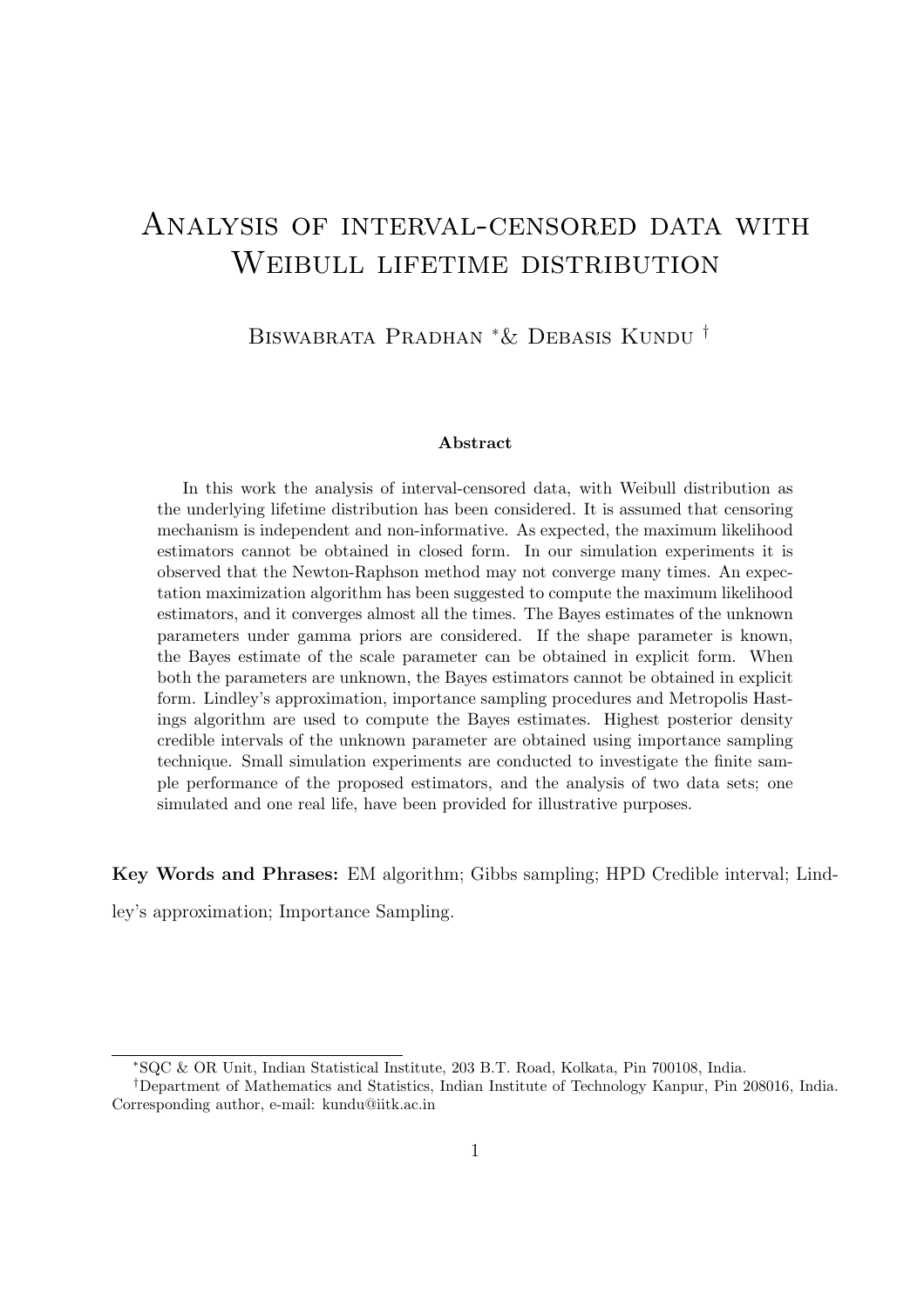# Analysis of interval-censored data with Weibull lifetime distribution

Biswabrata Pradhan [*] & Debasis Kundu [†]

**Abstract**

In this work the analysis of interval-censored data, with Weibull distribution as the underlying lifetime distribution has been considered. It is assumed that censoring mechanism is independent and non-informative. As expected, the maximum likelihood estimators cannot be obtained in closed form. In our simulation experiments it is observed that the Newton-Raphson method may not converge many times. An expectation maximization algorithm has been suggested to compute the maximum likelihood estimators, and it converges almost all the times. The Bayes estimates of the unknown parameters under gamma priors are considered. If the shape parameter is known, the Bayes estimate of the scale parameter can be obtained in explicit form. When both the parameters are unknown, the Bayes estimators cannot be obtained in explicit form. Lindley's approximation, importance sampling procedures and Metropolis Hastings algorithm are used to compute the Bayes estimates. Highest posterior density credible intervals of the unknown parameter are obtained using importance sampling technique. Small simulation experiments are conducted to investigate the finite sample performance of the proposed estimators, and the analysis of two data sets; one simulated and one real life, have been provided for illustrative purposes.

**Key Words and Phrases:** EM algorithm; Gibbs sampling; HPD Credible interval; Lindley's approximation; Importance Sampling.

[*] SQC & OR Unit, Indian Statistical Institute, 203 B.T. Road, Kolkata, Pin 700108, India.

[†] Department of Mathematics and Statistics, Indian Institute of Technology Kanpur, Pin 208016, India. Corresponding author, e-mail: kundu@iitk.ac.in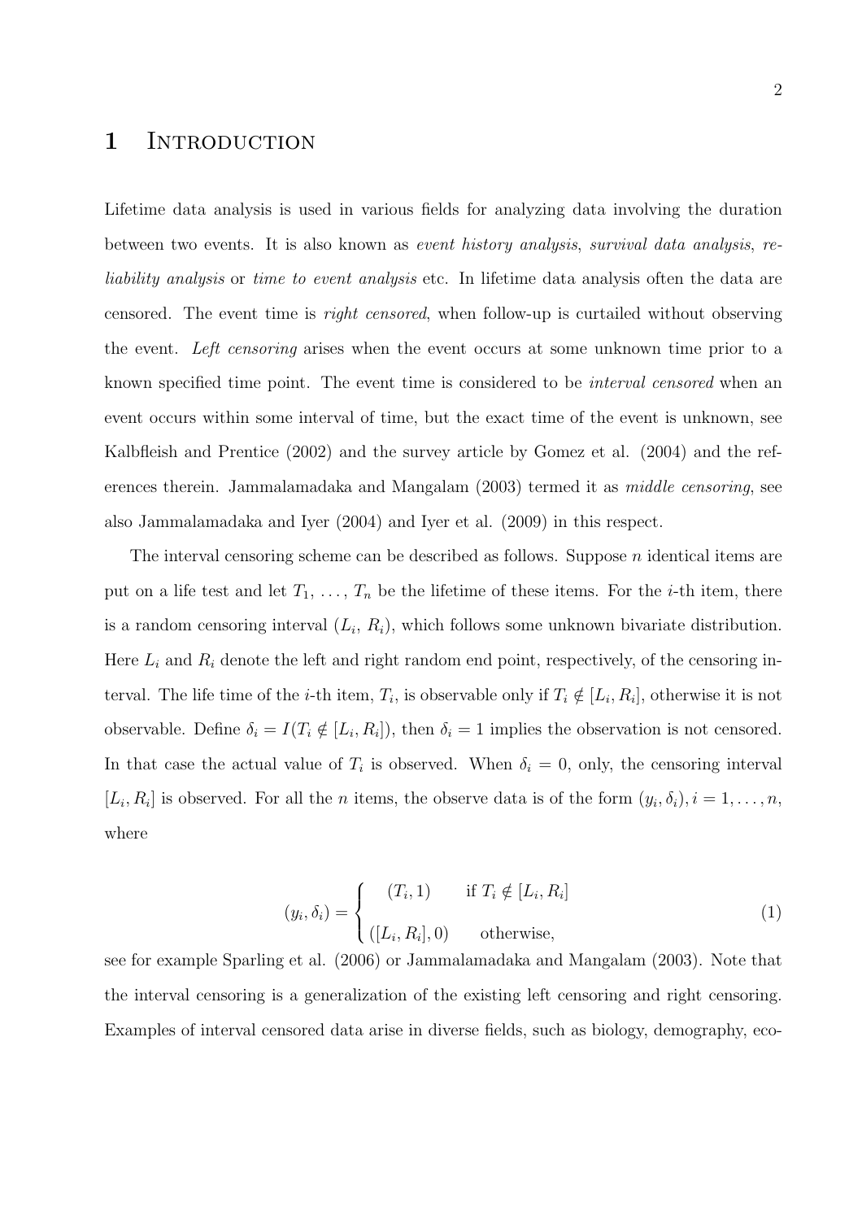# 1 Introduction

Lifetime data analysis is used in various fields for analyzing data involving the duration between two events. It is also known as *event history analysis*, *survival data analysis*, *reliability analysis* or *time to event analysis* etc. In lifetime data analysis often the data are censored. The event time is *right censored*, when follow-up is curtailed without observing the event. *Left censoring* arises when the event occurs at some unknown time prior to a known specified time point. The event time is considered to be *interval censored* when an event occurs within some interval of time, but the exact time of the event is unknown, see Kalbfleish and Prentice (2002) and the survey article by Gomez et al. (2004) and the references therein. Jammalamadaka and Mangalam (2003) termed it as *middle censoring*, see also Jammalamadaka and Iyer (2004) and Iyer et al. (2009) in this respect.

The interval censoring scheme can be described as follows. Suppose $n$ identical items are put on a life test and let $T_1, \ldots, T_n$ be the lifetime of these items. For the $i$-th item, there is a random censoring interval $(L_i, R_i)$, which follows some unknown bivariate distribution. Here $L_i$ and $R_i$ denote the left and right random end point, respectively, of the censoring interval. The life time of the $i$-th item, $T_i$, is observable only if $T_i \notin [L_i, R_i]$, otherwise it is not observable. Define $\delta_i = I(T_i \notin [L_i, R_i])$, then $\delta_i = 1$ implies the observation is not censored. In that case the actual value of $T_i$ is observed. When $\delta_i = 0$, only, the censoring interval $[L_i, R_i]$ is observed. For all the $n$ items, the observe data is of the form $(y_i, \delta_i), i = 1, \ldots, n$, where

$$(y_i, \delta_i) = \begin{cases} (T_i, 1) & \text{if } T_i \notin [L_i, R_i] \\ ([L_i, R_i], 0) & \text{otherwise,} \end{cases} \tag{1}$$

see for example Sparling et al. (2006) or Jammalamadaka and Mangalam (2003). Note that the interval censoring is a generalization of the existing left censoring and right censoring. Examples of interval censored data arise in diverse fields, such as biology, demography, eco-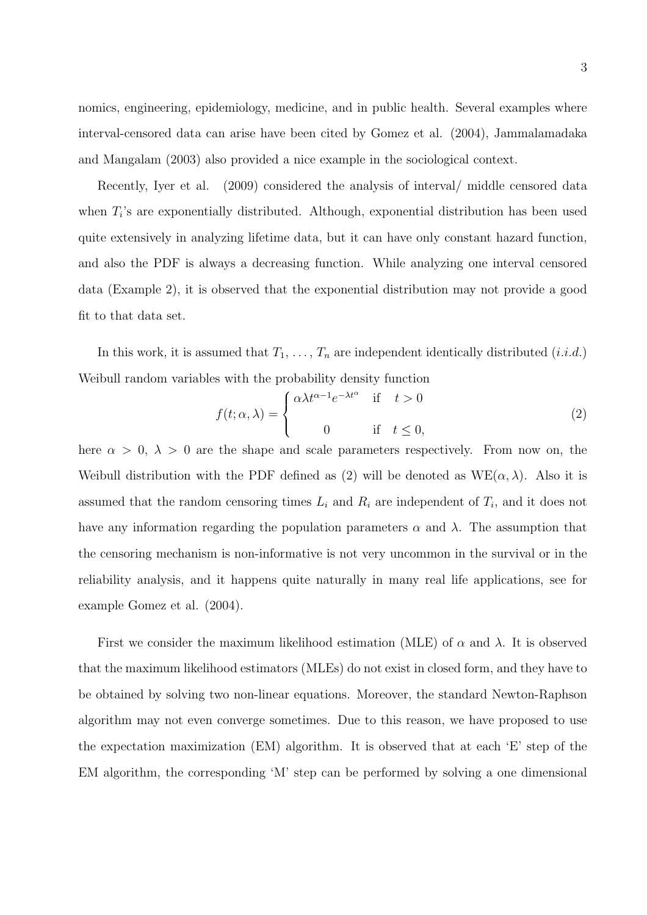nomics, engineering, epidemiology, medicine, and in public health. Several examples where interval-censored data can arise have been cited by Gomez et al. (2004), Jammalamadaka and Mangalam (2003) also provided a nice example in the sociological context.

Recently, Iyer et al. (2009) considered the analysis of interval/ middle censored data when $T_i$'s are exponentially distributed. Although, exponential distribution has been used quite extensively in analyzing lifetime data, but it can have only constant hazard function, and also the PDF is always a decreasing function. While analyzing one interval censored data (Example 2), it is observed that the exponential distribution may not provide a good fit to that data set.

In this work, it is assumed that $T_1, \ldots, T_n$ are independent identically distributed (*i.i.d.*) Weibull random variables with the probability density function

$$f(t; \alpha, \lambda) = \begin{cases} \alpha\lambda t^{\alpha-1} e^{-\lambda t^{\alpha}} & \text{if} \quad t > 0 \\ \\ 0 & \text{if} \quad t \leq 0, \end{cases} \tag{2}$$

here $\alpha > 0$, $\lambda > 0$ are the shape and scale parameters respectively. From now on, the Weibull distribution with the PDF defined as (2) will be denoted as $\text{WE}(\alpha, \lambda)$. Also it is assumed that the random censoring times $L_i$ and $R_i$ are independent of $T_i$, and it does not have any information regarding the population parameters $\alpha$ and $\lambda$. The assumption that the censoring mechanism is non-informative is not very uncommon in the survival or in the reliability analysis, and it happens quite naturally in many real life applications, see for example Gomez et al. (2004).

First we consider the maximum likelihood estimation (MLE) of $\alpha$ and $\lambda$. It is observed that the maximum likelihood estimators (MLEs) do not exist in closed form, and they have to be obtained by solving two non-linear equations. Moreover, the standard Newton-Raphson algorithm may not even converge sometimes. Due to this reason, we have proposed to use the expectation maximization (EM) algorithm. It is observed that at each 'E' step of the EM algorithm, the corresponding 'M' step can be performed by solving a one dimensional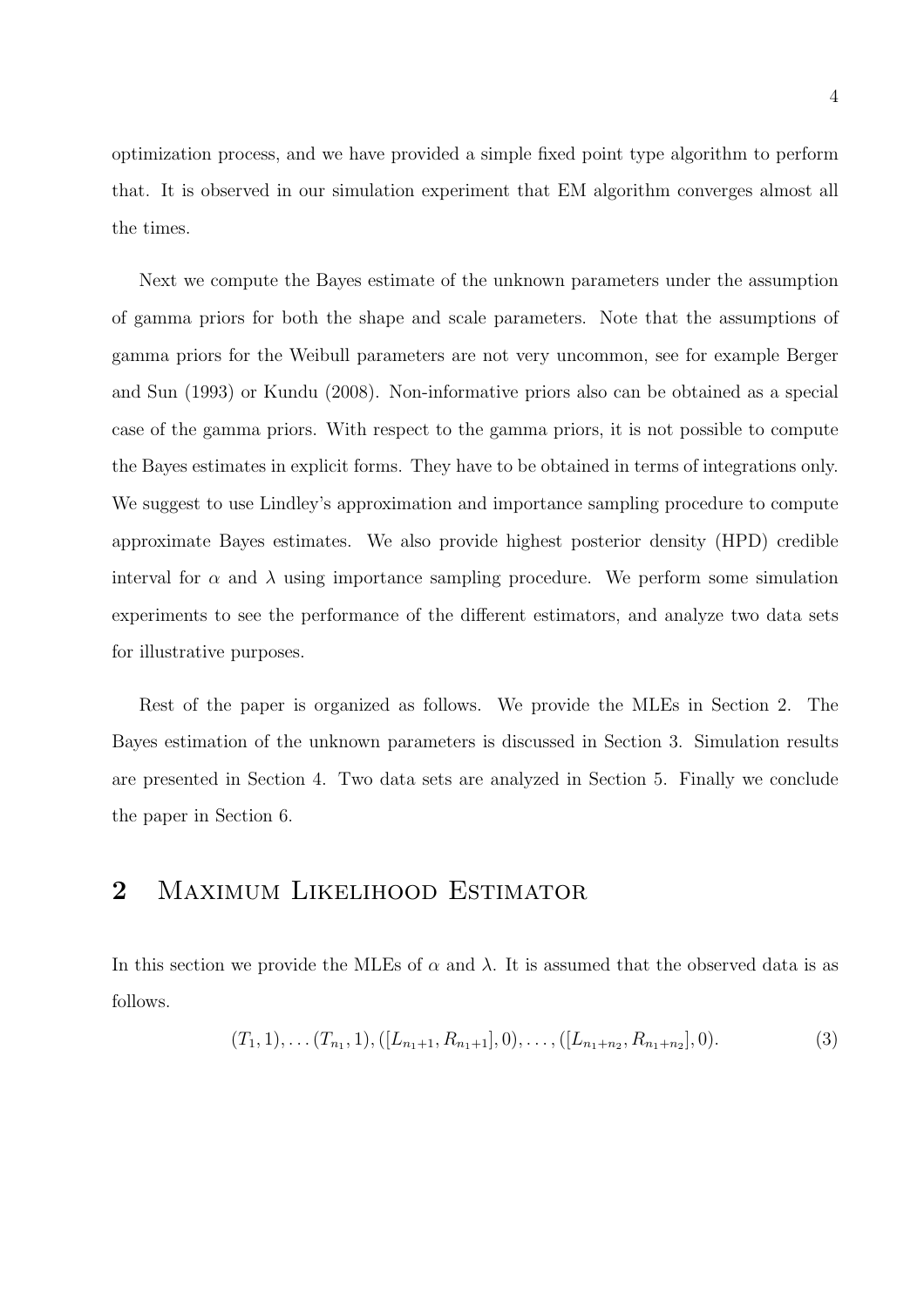optimization process, and we have provided a simple fixed point type algorithm to perform that. It is observed in our simulation experiment that EM algorithm converges almost all the times.

Next we compute the Bayes estimate of the unknown parameters under the assumption of gamma priors for both the shape and scale parameters. Note that the assumptions of gamma priors for the Weibull parameters are not very uncommon, see for example Berger and Sun (1993) or Kundu (2008). Non-informative priors also can be obtained as a special case of the gamma priors. With respect to the gamma priors, it is not possible to compute the Bayes estimates in explicit forms. They have to be obtained in terms of integrations only. We suggest to use Lindley's approximation and importance sampling procedure to compute approximate Bayes estimates. We also provide highest posterior density (HPD) credible interval for $\alpha$ and $\lambda$ using importance sampling procedure. We perform some simulation experiments to see the performance of the different estimators, and analyze two data sets for illustrative purposes.

Rest of the paper is organized as follows. We provide the MLEs in Section 2. The Bayes estimation of the unknown parameters is discussed in Section 3. Simulation results are presented in Section 4. Two data sets are analyzed in Section 5. Finally we conclude the paper in Section 6.

## 2 Maximum Likelihood Estimator

In this section we provide the MLEs of $\alpha$ and $\lambda$. It is assumed that the observed data is as follows.

$$(T_1, 1), \ldots (T_{n_1}, 1), ([L_{n_1+1}, R_{n_1+1}], 0), \ldots, ([L_{n_1+n_2}, R_{n_1+n_2}], 0). \tag{3}$$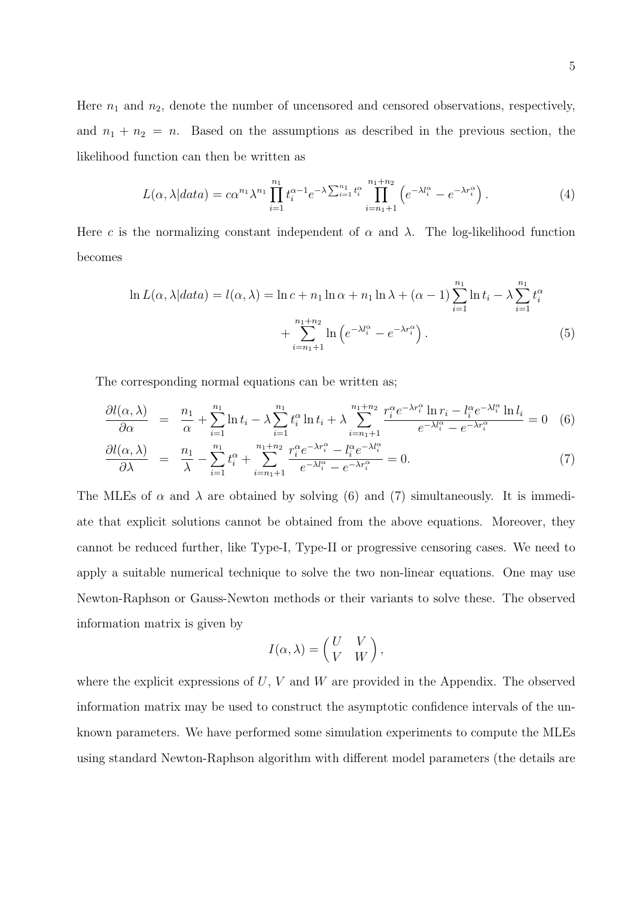Here $n_1$ and $n_2$, denote the number of uncensored and censored observations, respectively, and $n_1 + n_2 = n$. Based on the assumptions as described in the previous section, the likelihood function can then be written as

$$L(\alpha, \lambda|data) = c\alpha^{n_1}\lambda^{n_1}\prod_{i=1}^{n_1} t_i^{\alpha-1} e^{-\lambda\sum_{i=1}^{n_1} t_i^{\alpha}} \prod_{i=n_1+1}^{n_1+n_2}\left(e^{-\lambda l_i^{\alpha}} - e^{-\lambda r_i^{\alpha}}\right). \tag{4}$$

Here $c$ is the normalizing constant independent of $\alpha$ and $\lambda$. The log-likelihood function becomes

$$\begin{aligned}\ln L(\alpha, \lambda|data) = l(\alpha,\lambda) &= \ln c + n_1 \ln\alpha + n_1\ln\lambda + (\alpha-1)\sum_{i=1}^{n_1}\ln t_i - \lambda\sum_{i=1}^{n_1} t_i^{\alpha} \\ &\quad + \sum_{i=n_1+1}^{n_1+n_2}\ln\left(e^{-\lambda l_i^{\alpha}} - e^{-\lambda r_i^{\alpha}}\right). \end{aligned}\tag{5}$$

The corresponding normal equations can be written as;

$$\frac{\partial l(\alpha,\lambda)}{\partial\alpha} = \frac{n_1}{\alpha} + \sum_{i=1}^{n_1}\ln t_i - \lambda\sum_{i=1}^{n_1} t_i^{\alpha}\ln t_i + \lambda\sum_{i=n_1+1}^{n_1+n_2}\frac{r_i^{\alpha}e^{-\lambda r_i^{\alpha}}\ln r_i - l_i^{\alpha}e^{-\lambda l_i^{\alpha}}\ln l_i}{e^{-\lambda l_i^{\alpha}} - e^{-\lambda r_i^{\alpha}}} = 0 \tag{6}$$

$$\frac{\partial l(\alpha,\lambda)}{\partial\lambda} = \frac{n_1}{\lambda} - \sum_{i=1}^{n_1} t_i^{\alpha} + \sum_{i=n_1+1}^{n_1+n_2}\frac{r_i^{\alpha}e^{-\lambda r_i^{\alpha}} - l_i^{\alpha}e^{-\lambda l_i^{\alpha}}}{e^{-\lambda l_i^{\alpha}} - e^{-\lambda r_i^{\alpha}}} = 0. \tag{7}$$

The MLEs of $\alpha$ and $\lambda$ are obtained by solving (6) and (7) simultaneously. It is immediate that explicit solutions cannot be obtained from the above equations. Moreover, they cannot be reduced further, like Type-I, Type-II or progressive censoring cases. We need to apply a suitable numerical technique to solve the two non-linear equations. One may use Newton-Raphson or Gauss-Newton methods or their variants to solve these. The observed information matrix is given by

$$I(\alpha,\lambda) = \begin{pmatrix} U & V \\ V & W \end{pmatrix},$$

where the explicit expressions of $U$, $V$ and $W$ are provided in the Appendix. The observed information matrix may be used to construct the asymptotic confidence intervals of the unknown parameters. We have performed some simulation experiments to compute the MLEs using standard Newton-Raphson algorithm with different model parameters (the details are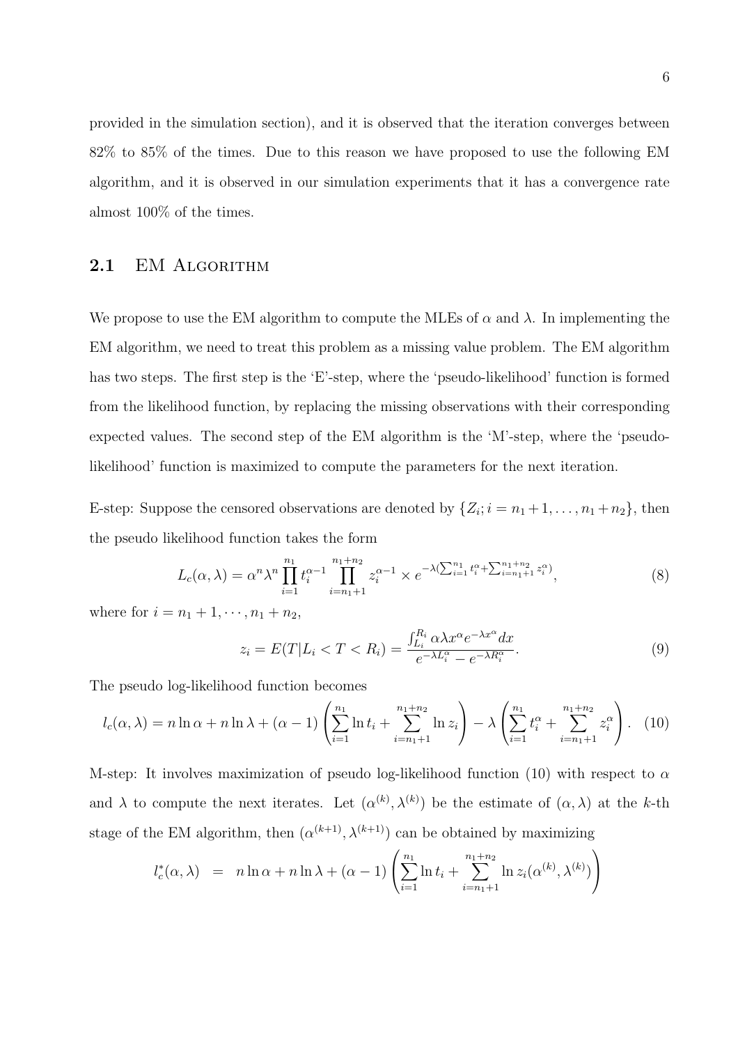provided in the simulation section), and it is observed that the iteration converges between 82% to 85% of the times. Due to this reason we have proposed to use the following EM algorithm, and it is observed in our simulation experiments that it has a convergence rate almost 100% of the times.

## 2.1 EM Algorithm

We propose to use the EM algorithm to compute the MLEs of $\alpha$ and $\lambda$. In implementing the EM algorithm, we need to treat this problem as a missing value problem. The EM algorithm has two steps. The first step is the 'E'-step, where the 'pseudo-likelihood' function is formed from the likelihood function, by replacing the missing observations with their corresponding expected values. The second step of the EM algorithm is the 'M'-step, where the 'pseudo-likelihood' function is maximized to compute the parameters for the next iteration.

E-step: Suppose the censored observations are denoted by $\{Z_i; i = n_1+1, \ldots, n_1+n_2\}$, then the pseudo likelihood function takes the form

$$L_c(\alpha, \lambda) = \alpha^n \lambda^n \prod_{i=1}^{n_1} t_i^{\alpha-1} \prod_{i=n_1+1}^{n_1+n_2} z_i^{\alpha-1} \times e^{-\lambda(\sum_{i=1}^{n_1} t_i^{\alpha} + \sum_{i=n_1+1}^{n_1+n_2} z_i^{\alpha})}, \tag{8}$$

where for $i = n_1+1, \cdots, n_1+n_2$,

$$z_i = E(T|L_i < T < R_i) = \frac{\int_{L_i}^{R_i} \alpha\lambda x^{\alpha} e^{-\lambda x^{\alpha}} dx}{e^{-\lambda L_i^{\alpha}} - e^{-\lambda R_i^{\alpha}}}. \tag{9}$$

The pseudo log-likelihood function becomes

$$l_c(\alpha, \lambda) = n \ln \alpha + n \ln \lambda + (\alpha - 1)\left(\sum_{i=1}^{n_1} \ln t_i + \sum_{i=n_1+1}^{n_1+n_2} \ln z_i\right) - \lambda\left(\sum_{i=1}^{n_1} t_i^{\alpha} + \sum_{i=n_1+1}^{n_1+n_2} z_i^{\alpha}\right). \tag{10}$$

M-step: It involves maximization of pseudo log-likelihood function (10) with respect to $\alpha$ and $\lambda$ to compute the next iterates. Let $(\alpha^{(k)}, \lambda^{(k)})$ be the estimate of $(\alpha, \lambda)$ at the $k$-th stage of the EM algorithm, then $(\alpha^{(k+1)}, \lambda^{(k+1)})$ can be obtained by maximizing

$$l_c^*(\alpha, \lambda) \;\; = \;\; n \ln \alpha + n \ln \lambda + (\alpha - 1)\left(\sum_{i=1}^{n_1} \ln t_i + \sum_{i=n_1+1}^{n_1+n_2} \ln z_i(\alpha^{(k)}, \lambda^{(k)})\right)$$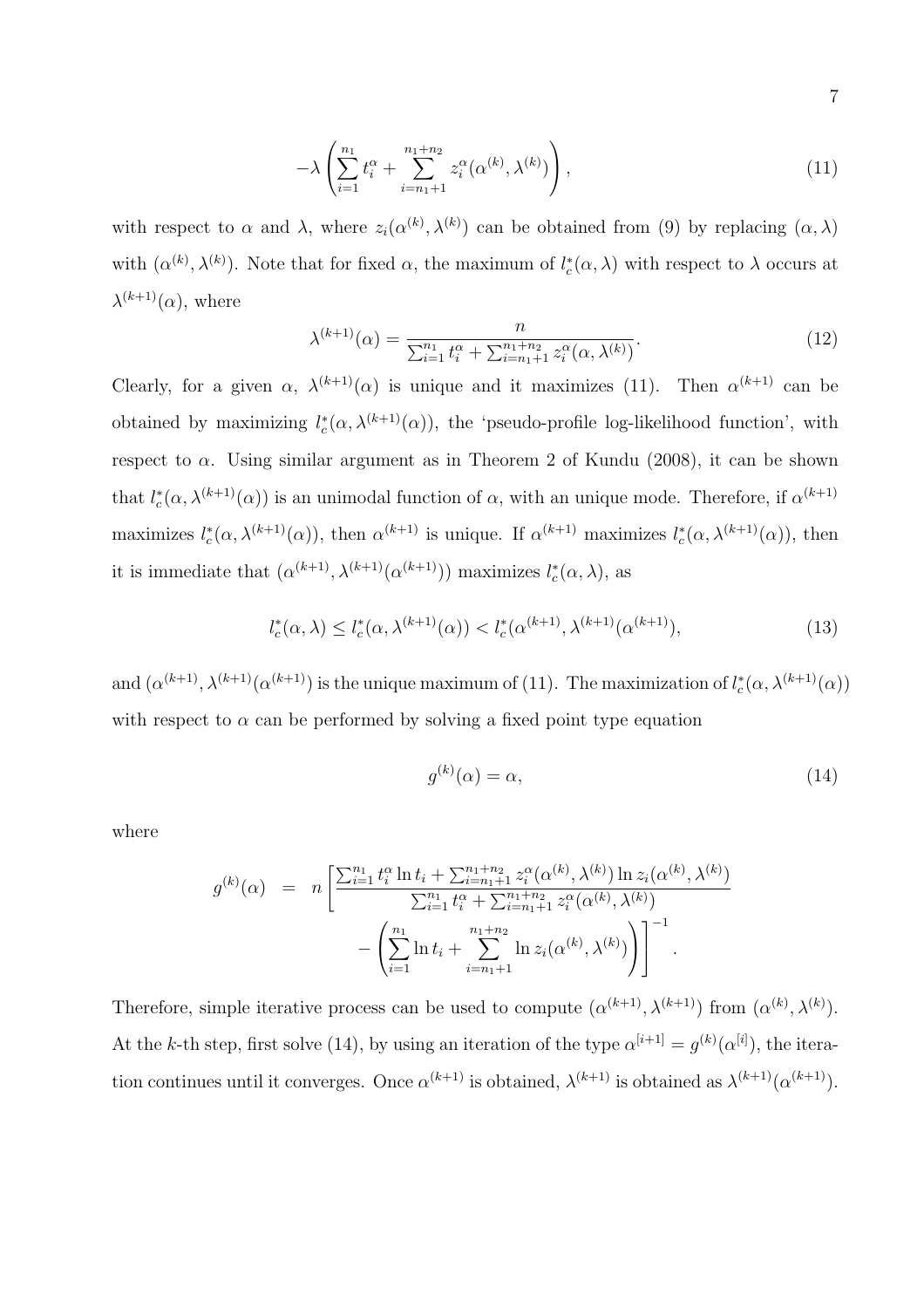$$
-\lambda \left( \sum_{i=1}^{n_1} t_i^{\alpha} + \sum_{i=n_1+1}^{n_1+n_2} z_i^{\alpha}(\alpha^{(k)}, \lambda^{(k)}) \right), \tag{11}
$$

with respect to $\alpha$ and $\lambda$, where $z_i(\alpha^{(k)}, \lambda^{(k)})$ can be obtained from (9) by replacing $(\alpha, \lambda)$ with $(\alpha^{(k)}, \lambda^{(k)})$. Note that for fixed $\alpha$, the maximum of $l_c^*(\alpha, \lambda)$ with respect to $\lambda$ occurs at $\lambda^{(k+1)}(\alpha)$, where

$$
\lambda^{(k+1)}(\alpha) = \frac{n}{\sum_{i=1}^{n_1} t_i^{\alpha} + \sum_{i=n_1+1}^{n_1+n_2} z_i^{\alpha}(\alpha, \lambda^{(k)})}. \tag{12}
$$

Clearly, for a given $\alpha$, $\lambda^{(k+1)}(\alpha)$ is unique and it maximizes (11). Then $\alpha^{(k+1)}$ can be obtained by maximizing $l_c^*(\alpha, \lambda^{(k+1)}(\alpha))$, the 'pseudo-profile log-likelihood function', with respect to $\alpha$. Using similar argument as in Theorem 2 of Kundu (2008), it can be shown that $l_c^*(\alpha, \lambda^{(k+1)}(\alpha))$ is an unimodal function of $\alpha$, with an unique mode. Therefore, if $\alpha^{(k+1)}$ maximizes $l_c^*(\alpha, \lambda^{(k+1)}(\alpha))$, then $\alpha^{(k+1)}$ is unique. If $\alpha^{(k+1)}$ maximizes $l_c^*(\alpha, \lambda^{(k+1)}(\alpha))$, then it is immediate that $(\alpha^{(k+1)}, \lambda^{(k+1)}(\alpha^{(k+1)}))$ maximizes $l_c^*(\alpha, \lambda)$, as

$$
l_c^*(\alpha, \lambda) \leq l_c^*(\alpha, \lambda^{(k+1)}(\alpha)) < l_c^*(\alpha^{(k+1)}, \lambda^{(k+1)}(\alpha^{(k+1)}), \tag{13}
$$

and $(\alpha^{(k+1)}, \lambda^{(k+1)}(\alpha^{(k+1)})$ is the unique maximum of (11). The maximization of $l_c^*(\alpha, \lambda^{(k+1)}(\alpha))$ with respect to $\alpha$ can be performed by solving a fixed point type equation

$$
g^{(k)}(\alpha) = \alpha, \tag{14}
$$

where

$$
g^{(k)}(\alpha) = n \left[ \frac{\sum_{i=1}^{n_1} t_i^{\alpha} \ln t_i + \sum_{i=n_1+1}^{n_1+n_2} z_i^{\alpha}(\alpha^{(k)}, \lambda^{(k)}) \ln z_i(\alpha^{(k)}, \lambda^{(k)})}{\sum_{i=1}^{n_1} t_i^{\alpha} + \sum_{i=n_1+1}^{n_1+n_2} z_i^{\alpha}(\alpha^{(k)}, \lambda^{(k)})} - \left( \sum_{i=1}^{n_1} \ln t_i + \sum_{i=n_1+1}^{n_1+n_2} \ln z_i(\alpha^{(k)}, \lambda^{(k)}) \right) \right]^{-1}.
$$

Therefore, simple iterative process can be used to compute $(\alpha^{(k+1)}, \lambda^{(k+1)})$ from $(\alpha^{(k)}, \lambda^{(k)})$. At the $k$-th step, first solve (14), by using an iteration of the type $\alpha^{[i+1]} = g^{(k)}(\alpha^{[i]})$, the iteration continues until it converges. Once $\alpha^{(k+1)}$ is obtained, $\lambda^{(k+1)}$ is obtained as $\lambda^{(k+1)}(\alpha^{(k+1)})$.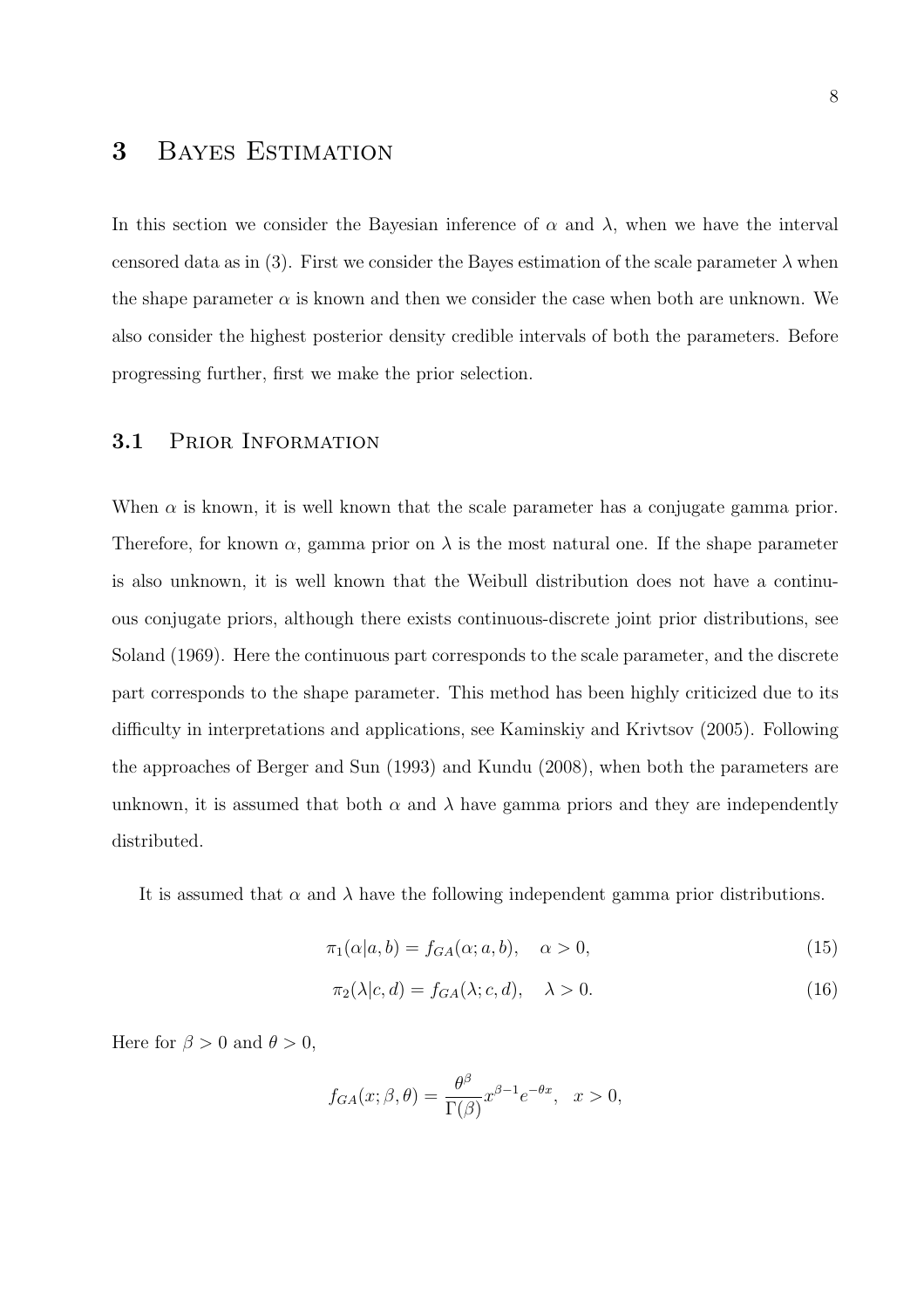# 3 Bayes Estimation

In this section we consider the Bayesian inference of $\alpha$ and $\lambda$, when we have the interval censored data as in (3). First we consider the Bayes estimation of the scale parameter $\lambda$ when the shape parameter $\alpha$ is known and then we consider the case when both are unknown. We also consider the highest posterior density credible intervals of both the parameters. Before progressing further, first we make the prior selection.

## 3.1 Prior Information

When $\alpha$ is known, it is well known that the scale parameter has a conjugate gamma prior. Therefore, for known $\alpha$, gamma prior on $\lambda$ is the most natural one. If the shape parameter is also unknown, it is well known that the Weibull distribution does not have a continuous conjugate priors, although there exists continuous-discrete joint prior distributions, see Soland (1969). Here the continuous part corresponds to the scale parameter, and the discrete part corresponds to the shape parameter. This method has been highly criticized due to its difficulty in interpretations and applications, see Kaminskiy and Krivtsov (2005). Following the approaches of Berger and Sun (1993) and Kundu (2008), when both the parameters are unknown, it is assumed that both $\alpha$ and $\lambda$ have gamma priors and they are independently distributed.

It is assumed that $\alpha$ and $\lambda$ have the following independent gamma prior distributions.

$$\pi_1(\alpha|a, b) = f_{GA}(\alpha; a, b), \quad \alpha > 0, \tag{15}$$

$$\pi_2(\lambda|c, d) = f_{GA}(\lambda; c, d), \quad \lambda > 0. \tag{16}$$

Here for $\beta > 0$ and $\theta > 0$,

$$f_{GA}(x; \beta, \theta) = \frac{\theta^{\beta}}{\Gamma(\beta)} x^{\beta-1} e^{-\theta x}, \quad x > 0,$$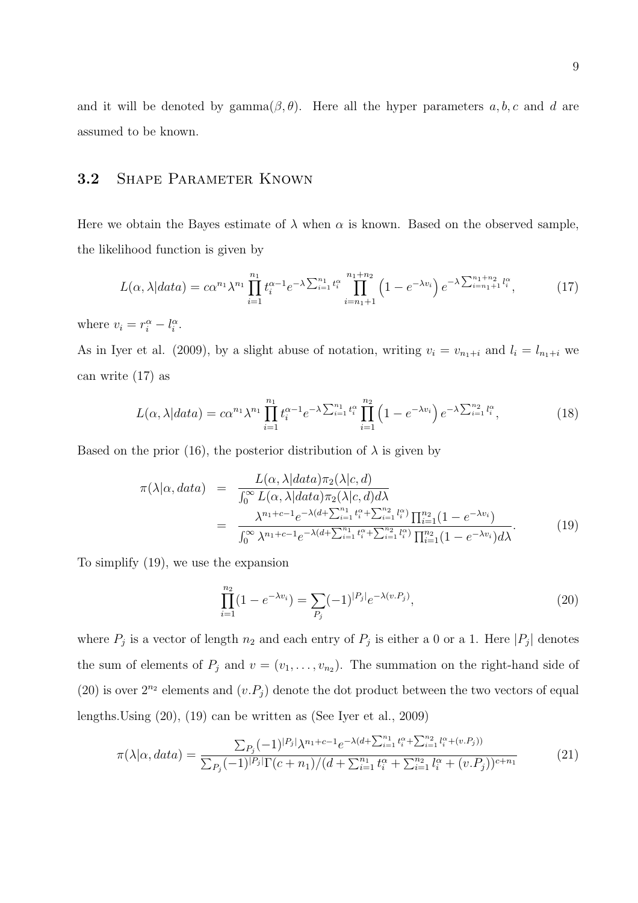and it will be denoted by gamma$(\beta, \theta)$. Here all the hyper parameters $a, b, c$ and $d$ are assumed to be known.

### 3.2 Shape Parameter Known

Here we obtain the Bayes estimate of $\lambda$ when $\alpha$ is known. Based on the observed sample, the likelihood function is given by

$$L(\alpha, \lambda|data) = c\alpha^{n_1}\lambda^{n_1}\prod_{i=1}^{n_1} t_i^{\alpha-1} e^{-\lambda\sum_{i=1}^{n_1} t_i^{\alpha}} \prod_{i=n_1+1}^{n_1+n_2}\left(1 - e^{-\lambda v_i}\right) e^{-\lambda\sum_{i=n_1+1}^{n_1+n_2} l_i^{\alpha}}, \tag{17}$$

where $v_i = r_i^{\alpha} - l_i^{\alpha}$.

As in Iyer et al. (2009), by a slight abuse of notation, writing $v_i = v_{n_1+i}$ and $l_i = l_{n_1+i}$ we can write (17) as

$$L(\alpha, \lambda|data) = c\alpha^{n_1}\lambda^{n_1}\prod_{i=1}^{n_1} t_i^{\alpha-1} e^{-\lambda\sum_{i=1}^{n_1} t_i^{\alpha}} \prod_{i=1}^{n_2}\left(1 - e^{-\lambda v_i}\right) e^{-\lambda\sum_{i=1}^{n_2} l_i^{\alpha}}, \tag{18}$$

Based on the prior (16), the posterior distribution of $\lambda$ is given by

$$\begin{aligned}
\pi(\lambda|\alpha, data) &= \frac{L(\alpha, \lambda|data)\pi_2(\lambda|c, d)}{\int_0^{\infty} L(\alpha, \lambda|data)\pi_2(\lambda|c, d)d\lambda} \\
&= \frac{\lambda^{n_1+c-1} e^{-\lambda(d+\sum_{i=1}^{n_1} t_i^{\alpha}+\sum_{i=1}^{n_2} l_i^{\alpha})}\prod_{i=1}^{n_2}(1 - e^{-\lambda v_i})}{\int_0^{\infty}\lambda^{n_1+c-1} e^{-\lambda(d+\sum_{i=1}^{n_1} t_i^{\alpha}+\sum_{i=1}^{n_2} l_i^{\alpha})}\prod_{i=1}^{n_2}(1 - e^{-\lambda v_i})d\lambda}.
\end{aligned} \tag{19}$$

To simplify (19), we use the expansion

$$\prod_{i=1}^{n_2}(1 - e^{-\lambda v_i}) = \sum_{P_j}(-1)^{|P_j|} e^{-\lambda(v.P_j)}, \tag{20}$$

where $P_j$ is a vector of length $n_2$ and each entry of $P_j$ is either a 0 or a 1. Here $|P_j|$ denotes the sum of elements of $P_j$ and $v = (v_1, \ldots, v_{n_2})$. The summation on the right-hand side of (20) is over $2^{n_2}$ elements and $(v.P_j)$ denote the dot product between the two vectors of equal lengths.Using (20), (19) can be written as (See Iyer et al., 2009)

$$\pi(\lambda|\alpha, data) = \frac{\sum_{P_j}(-1)^{|P_j|}\lambda^{n_1+c-1} e^{-\lambda(d+\sum_{i=1}^{n_1} t_i^{\alpha}+\sum_{i=1}^{n_2} l_i^{\alpha}+(v.P_j))}}{\sum_{P_j}(-1)^{|P_j|}\Gamma(c+n_1)/(d+\sum_{i=1}^{n_1} t_i^{\alpha}+\sum_{i=1}^{n_2} l_i^{\alpha}+(v.P_j))^{c+n_1}} \tag{21}$$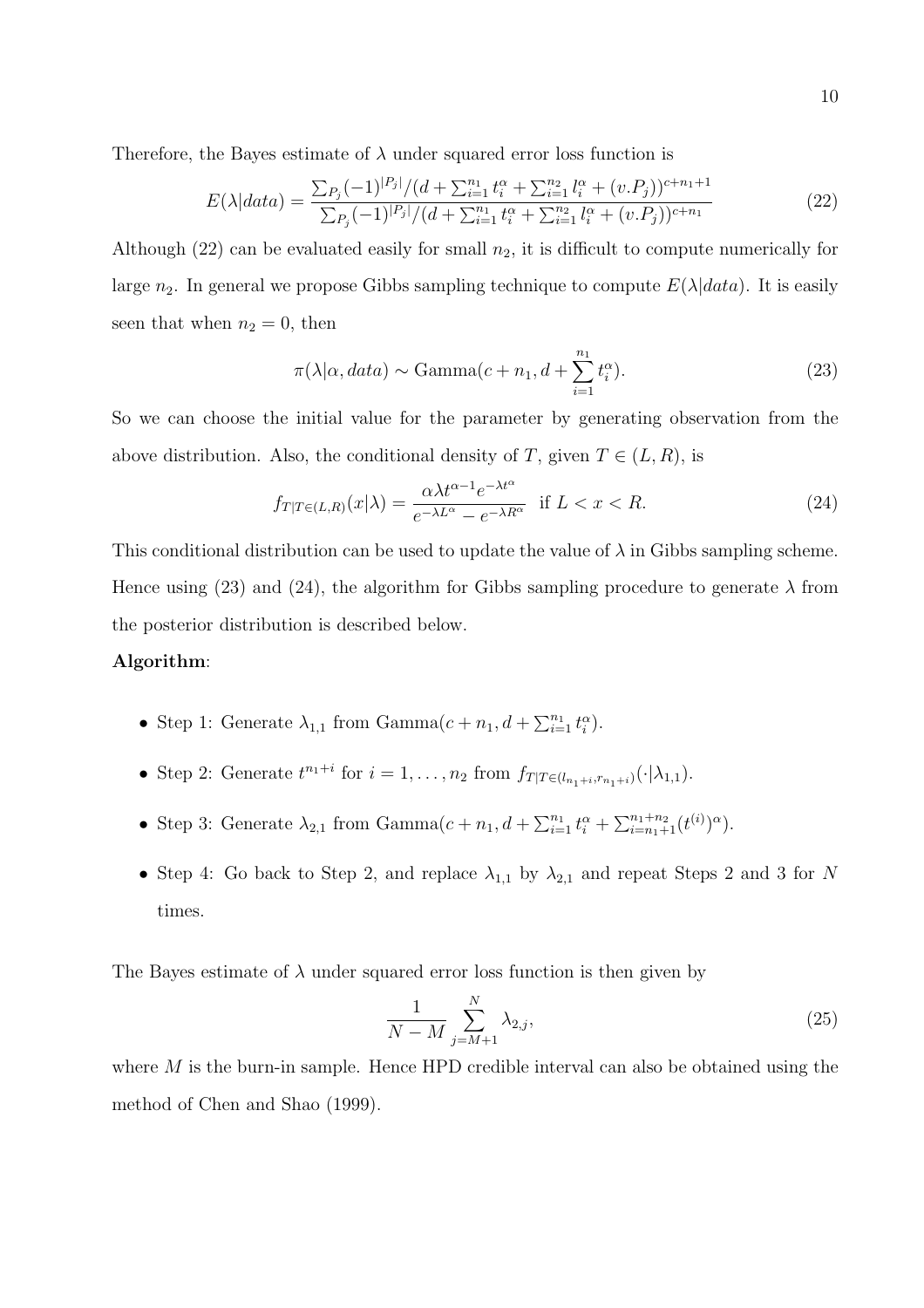Therefore, the Bayes estimate of $\lambda$ under squared error loss function is

$$E(\lambda|data) = \frac{\sum_{P_j}(-1)^{|P_j|}/(d+\sum_{i=1}^{n_1} t_i^{\alpha} + \sum_{i=1}^{n_2} l_i^{\alpha} + (v.P_j))^{c+n_1+1}}{\sum_{P_j}(-1)^{|P_j|}/(d+\sum_{i=1}^{n_1} t_i^{\alpha} + \sum_{i=1}^{n_2} l_i^{\alpha} + (v.P_j))^{c+n_1}} \tag{22}$$

Although (22) can be evaluated easily for small $n_2$, it is difficult to compute numerically for large $n_2$. In general we propose Gibbs sampling technique to compute $E(\lambda|data)$. It is easily seen that when $n_2 = 0$, then

$$\pi(\lambda|\alpha, data) \sim \text{Gamma}(c+n_1, d+\sum_{i=1}^{n_1} t_i^{\alpha}). \tag{23}$$

So we can choose the initial value for the parameter by generating observation from the above distribution. Also, the conditional density of $T$, given $T \in (L, R)$, is

$$f_{T|T\in(L,R)}(x|\lambda) = \frac{\alpha\lambda t^{\alpha-1}e^{-\lambda t^{\alpha}}}{e^{-\lambda L^{\alpha}} - e^{-\lambda R^{\alpha}}} \quad \text{if } L < x < R. \tag{24}$$

This conditional distribution can be used to update the value of $\lambda$ in Gibbs sampling scheme. Hence using (23) and (24), the algorithm for Gibbs sampling procedure to generate $\lambda$ from the posterior distribution is described below.

**Algorithm**:

- Step 1: Generate $\lambda_{1,1}$ from Gamma$(c+n_1, d+\sum_{i=1}^{n_1} t_i^{\alpha})$.
- Step 2: Generate $t^{n_1+i}$ for $i = 1, \ldots, n_2$ from $f_{T|T\in(l_{n_1+i}, r_{n_1+i})}(\cdot|\lambda_{1,1})$.
- Step 3: Generate $\lambda_{2,1}$ from Gamma$(c+n_1, d+\sum_{i=1}^{n_1} t_i^{\alpha} + \sum_{i=n_1+1}^{n_1+n_2}(t^{(i)})^{\alpha})$.
- Step 4: Go back to Step 2, and replace $\lambda_{1,1}$ by $\lambda_{2,1}$ and repeat Steps 2 and 3 for $N$ times.

The Bayes estimate of $\lambda$ under squared error loss function is then given by

$$\frac{1}{N-M}\sum_{j=M+1}^{N} \lambda_{2,j}, \tag{25}$$

where $M$ is the burn-in sample. Hence HPD credible interval can also be obtained using the method of Chen and Shao (1999).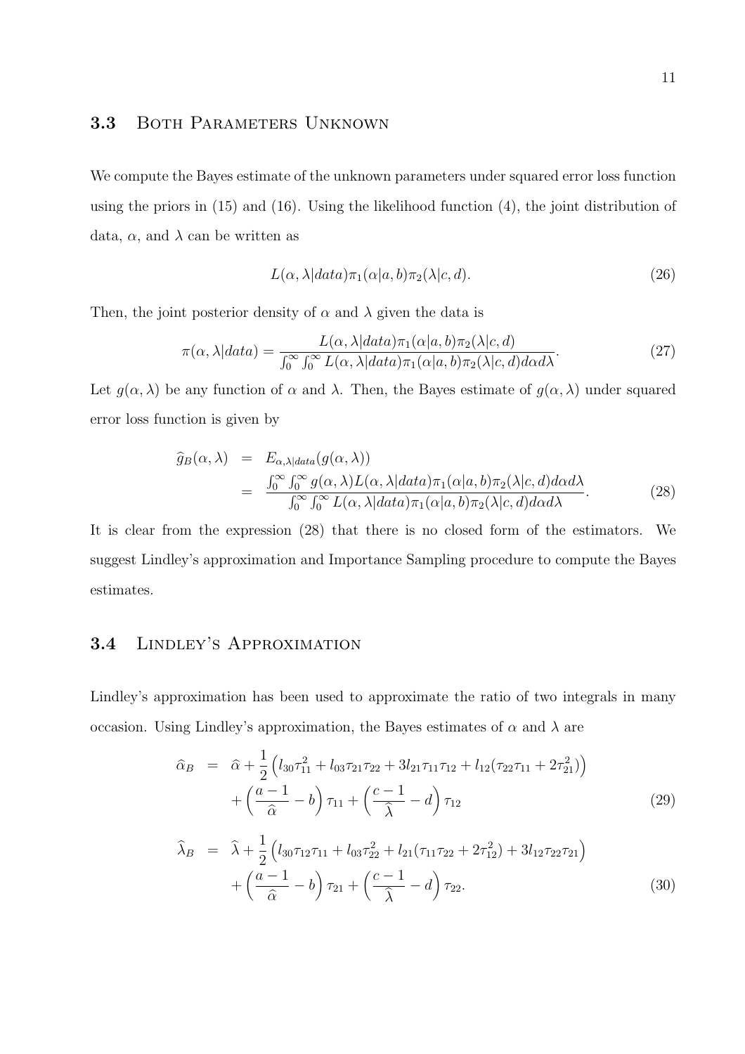### 3.3 Both Parameters Unknown

We compute the Bayes estimate of the unknown parameters under squared error loss function using the priors in (15) and (16). Using the likelihood function (4), the joint distribution of data, $\alpha$, and $\lambda$ can be written as

$$L(\alpha, \lambda|data)\pi_1(\alpha|a, b)\pi_2(\lambda|c, d). \tag{26}$$

Then, the joint posterior density of $\alpha$ and $\lambda$ given the data is

$$\pi(\alpha, \lambda|data) = \frac{L(\alpha, \lambda|data)\pi_1(\alpha|a, b)\pi_2(\lambda|c, d)}{\int_0^\infty \int_0^\infty L(\alpha, \lambda|data)\pi_1(\alpha|a, b)\pi_2(\lambda|c, d)d\alpha d\lambda}. \tag{27}$$

Let $g(\alpha, \lambda)$ be any function of $\alpha$ and $\lambda$. Then, the Bayes estimate of $g(\alpha, \lambda)$ under squared error loss function is given by

$$\begin{aligned}
\widehat{g}_B(\alpha, \lambda) &= E_{\alpha,\lambda|data}(g(\alpha, \lambda)) \\
&= \frac{\int_0^\infty \int_0^\infty g(\alpha, \lambda)L(\alpha, \lambda|data)\pi_1(\alpha|a, b)\pi_2(\lambda|c, d)d\alpha d\lambda}{\int_0^\infty \int_0^\infty L(\alpha, \lambda|data)\pi_1(\alpha|a, b)\pi_2(\lambda|c, d)d\alpha d\lambda}.
\end{aligned} \tag{28}$$

It is clear from the expression (28) that there is no closed form of the estimators. We suggest Lindley's approximation and Importance Sampling procedure to compute the Bayes estimates.

### 3.4 Lindley's Approximation

Lindley's approximation has been used to approximate the ratio of two integrals in many occasion. Using Lindley's approximation, the Bayes estimates of $\alpha$ and $\lambda$ are

$$\begin{aligned}
\widehat{\alpha}_B &= \widehat{\alpha} + \frac{1}{2}\left(l_{30}\tau_{11}^2 + l_{03}\tau_{21}\tau_{22} + 3l_{21}\tau_{11}\tau_{12} + l_{12}(\tau_{22}\tau_{11} + 2\tau_{21}^2)\right) \\
&\quad + \left(\frac{a-1}{\widehat{\alpha}} - b\right)\tau_{11} + \left(\frac{c-1}{\widehat{\lambda}} - d\right)\tau_{12}
\end{aligned} \tag{29}$$

$$\begin{aligned}
\widehat{\lambda}_B &= \widehat{\lambda} + \frac{1}{2}\left(l_{30}\tau_{12}\tau_{11} + l_{03}\tau_{22}^2 + l_{21}(\tau_{11}\tau_{22} + 2\tau_{12}^2) + 3l_{12}\tau_{22}\tau_{21}\right) \\
&\quad + \left(\frac{a-1}{\widehat{\alpha}} - b\right)\tau_{21} + \left(\frac{c-1}{\widehat{\lambda}} - d\right)\tau_{22}.
\end{aligned} \tag{30}$$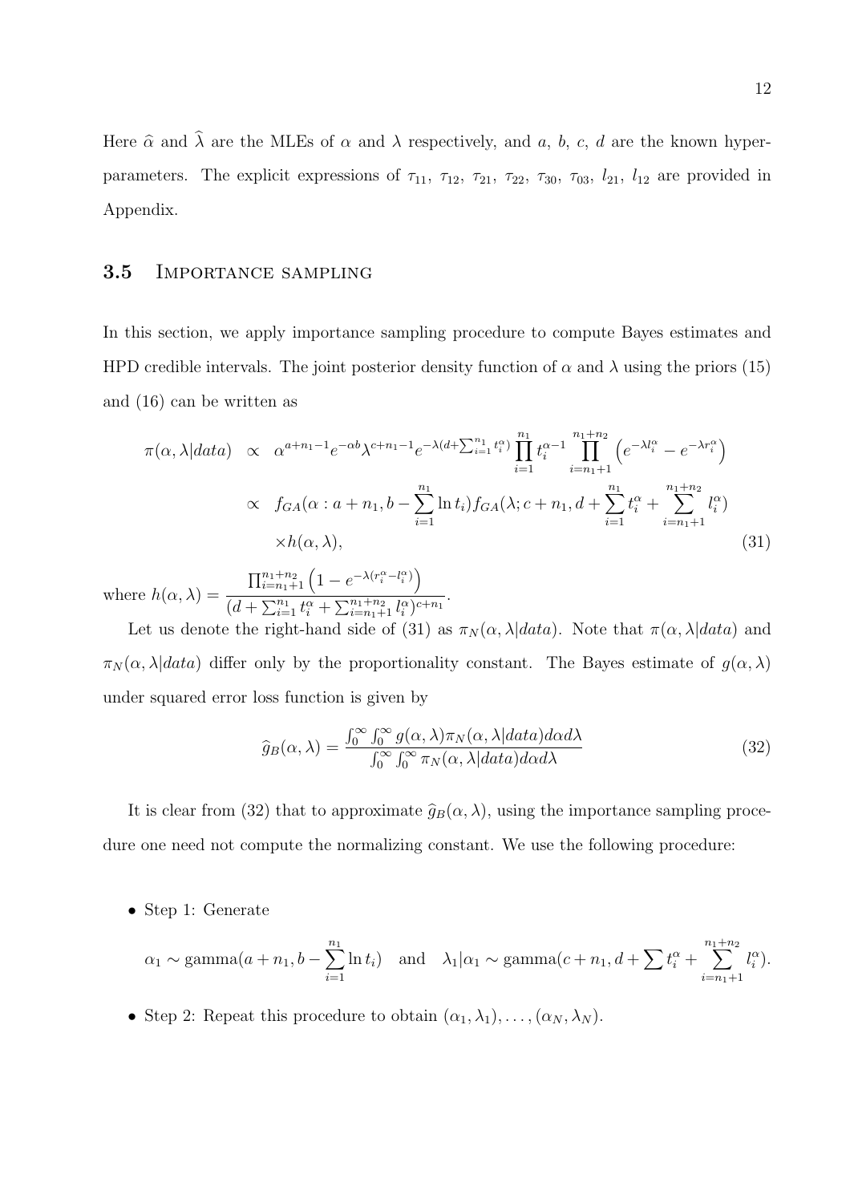Here $\widehat{\alpha}$ and $\widehat{\lambda}$ are the MLEs of $\alpha$ and $\lambda$ respectively, and $a$, $b$, $c$, $d$ are the known hyper-parameters. The explicit expressions of $\tau_{11}$, $\tau_{12}$, $\tau_{21}$, $\tau_{22}$, $\tau_{30}$, $\tau_{03}$, $l_{21}$, $l_{12}$ are provided in Appendix.

### 3.5 Importance sampling

In this section, we apply importance sampling procedure to compute Bayes estimates and HPD credible intervals. The joint posterior density function of $\alpha$ and $\lambda$ using the priors (15) and (16) can be written as

$$
\begin{aligned}
\pi(\alpha, \lambda | data) &\propto \alpha^{a+n_1-1} e^{-\alpha b} \lambda^{c+n_1-1} e^{-\lambda(d+\sum_{i=1}^{n_1} t_i^{\alpha})} \prod_{i=1}^{n_1} t_i^{\alpha-1} \prod_{i=n_1+1}^{n_1+n_2} \left( e^{-\lambda l_i^{\alpha}} - e^{-\lambda r_i^{\alpha}} \right) \\
&\propto f_{GA}(\alpha : a+n_1, b - \sum_{i=1}^{n_1} \ln t_i) f_{GA}(\lambda; c+n_1, d + \sum_{i=1}^{n_1} t_i^{\alpha} + \sum_{i=n_1+1}^{n_1+n_2} l_i^{\alpha}) \\
&\quad \times h(\alpha, \lambda), \qquad (31)
\end{aligned}
$$

where $h(\alpha, \lambda) = \dfrac{\prod_{i=n_1+1}^{n_1+n_2} \left( 1 - e^{-\lambda(r_i^{\alpha} - l_i^{\alpha})} \right)}{(d + \sum_{i=1}^{n_1} t_i^{\alpha} + \sum_{i=n_1+1}^{n_1+n_2} l_i^{\alpha})^{c+n_1}}$.

Let us denote the right-hand side of (31) as $\pi_N(\alpha, \lambda | data)$. Note that $\pi(\alpha, \lambda | data)$ and $\pi_N(\alpha, \lambda | data)$ differ only by the proportionality constant. The Bayes estimate of $g(\alpha, \lambda)$ under squared error loss function is given by

$$
\widehat{g}_B(\alpha, \lambda) = \frac{\int_0^{\infty} \int_0^{\infty} g(\alpha, \lambda) \pi_N(\alpha, \lambda | data) d\alpha d\lambda}{\int_0^{\infty} \int_0^{\infty} \pi_N(\alpha, \lambda | data) d\alpha d\lambda} \qquad (32)
$$

It is clear from (32) that to approximate $\widehat{g}_B(\alpha, \lambda)$, using the importance sampling procedure one need not compute the normalizing constant. We use the following procedure:

- Step 1: Generate

$$
\alpha_1 \sim \text{gamma}(a+n_1, b - \sum_{i=1}^{n_1} \ln t_i) \quad \text{and} \quad \lambda_1 | \alpha_1 \sim \text{gamma}(c+n_1, d + \sum t_i^{\alpha} + \sum_{i=n_1+1}^{n_1+n_2} l_i^{\alpha}).
$$

- Step 2: Repeat this procedure to obtain $(\alpha_1, \lambda_1), \ldots, (\alpha_N, \lambda_N)$.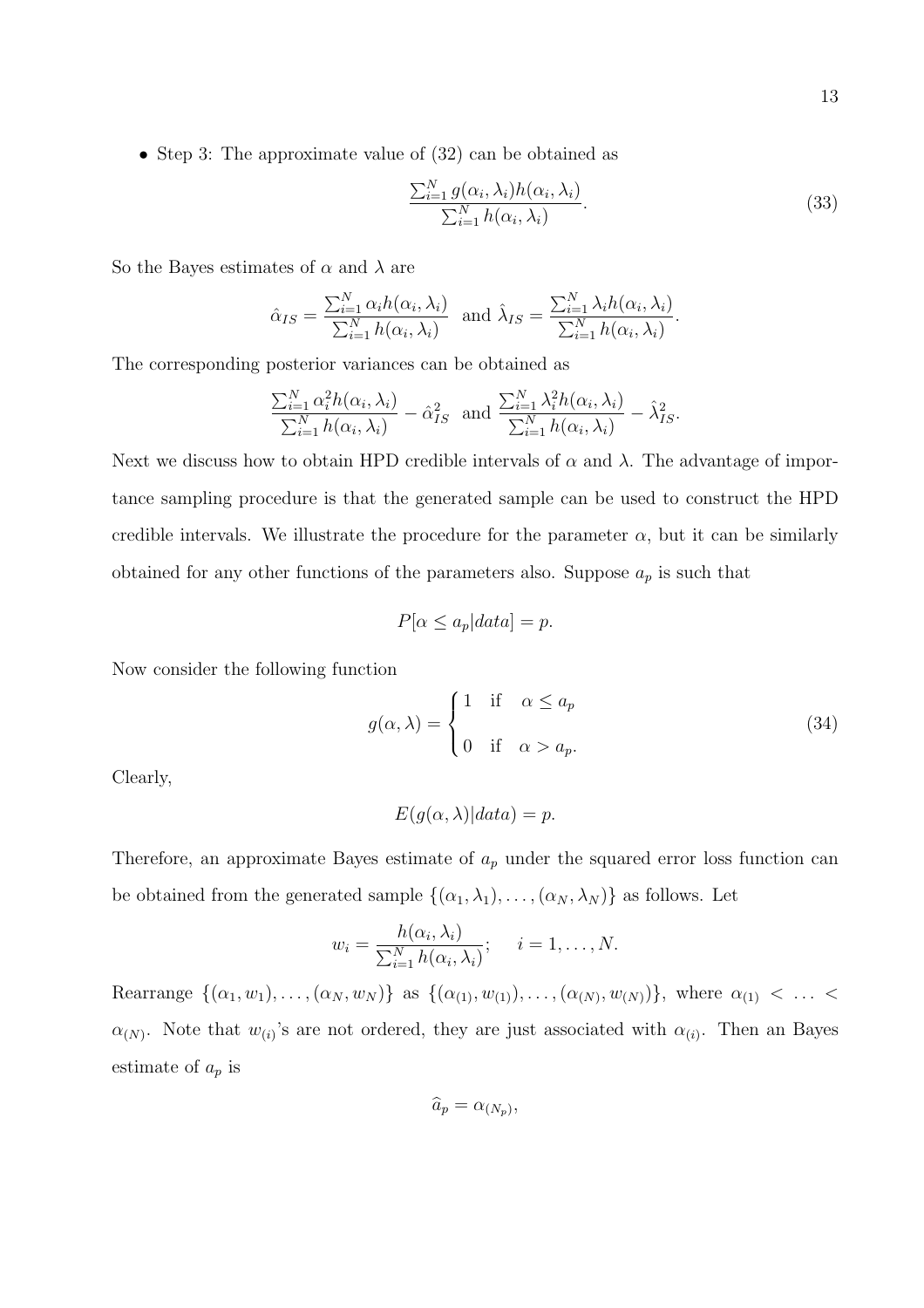- Step 3: The approximate value of (32) can be obtained as

$$\frac{\sum_{i=1}^{N} g(\alpha_i, \lambda_i) h(\alpha_i, \lambda_i)}{\sum_{i=1}^{N} h(\alpha_i, \lambda_i)}. \tag{33}$$

So the Bayes estimates of $\alpha$ and $\lambda$ are

$$\hat{\alpha}_{IS} = \frac{\sum_{i=1}^{N} \alpha_i h(\alpha_i, \lambda_i)}{\sum_{i=1}^{N} h(\alpha_i, \lambda_i)} \quad \text{and } \hat{\lambda}_{IS} = \frac{\sum_{i=1}^{N} \lambda_i h(\alpha_i, \lambda_i)}{\sum_{i=1}^{N} h(\alpha_i, \lambda_i)}.$$

The corresponding posterior variances can be obtained as

$$\frac{\sum_{i=1}^{N} \alpha_i^2 h(\alpha_i, \lambda_i)}{\sum_{i=1}^{N} h(\alpha_i, \lambda_i)} - \hat{\alpha}_{IS}^2 \quad \text{and } \frac{\sum_{i=1}^{N} \lambda_i^2 h(\alpha_i, \lambda_i)}{\sum_{i=1}^{N} h(\alpha_i, \lambda_i)} - \hat{\lambda}_{IS}^2.$$

Next we discuss how to obtain HPD credible intervals of $\alpha$ and $\lambda$. The advantage of importance sampling procedure is that the generated sample can be used to construct the HPD credible intervals. We illustrate the procedure for the parameter $\alpha$, but it can be similarly obtained for any other functions of the parameters also. Suppose $a_p$ is such that

$$P[\alpha \le a_p | data] = p.$$

Now consider the following function

$$g(\alpha, \lambda) = \begin{cases} 1 & \text{if} \quad \alpha \le a_p \\ 0 & \text{if} \quad \alpha > a_p. \end{cases} \tag{34}$$

Clearly,

$$E(g(\alpha, \lambda)|data) = p.$$

Therefore, an approximate Bayes estimate of $a_p$ under the squared error loss function can be obtained from the generated sample $\{(\alpha_1, \lambda_1), \ldots, (\alpha_N, \lambda_N)\}$ as follows. Let

$$w_i = \frac{h(\alpha_i, \lambda_i)}{\sum_{i=1}^{N} h(\alpha_i, \lambda_i)}; \quad i = 1, \ldots, N.$$

Rearrange $\{(\alpha_1, w_1), \ldots, (\alpha_N, w_N)\}$ as $\{(\alpha_{(1)}, w_{(1)}), \ldots, (\alpha_{(N)}, w_{(N)})\}$, where $\alpha_{(1)} < \ldots < \alpha_{(N)}$. Note that $w_{(i)}$'s are not ordered, they are just associated with $\alpha_{(i)}$. Then an Bayes estimate of $a_p$ is

$$\widehat{a}_p = \alpha_{(N_p)},$$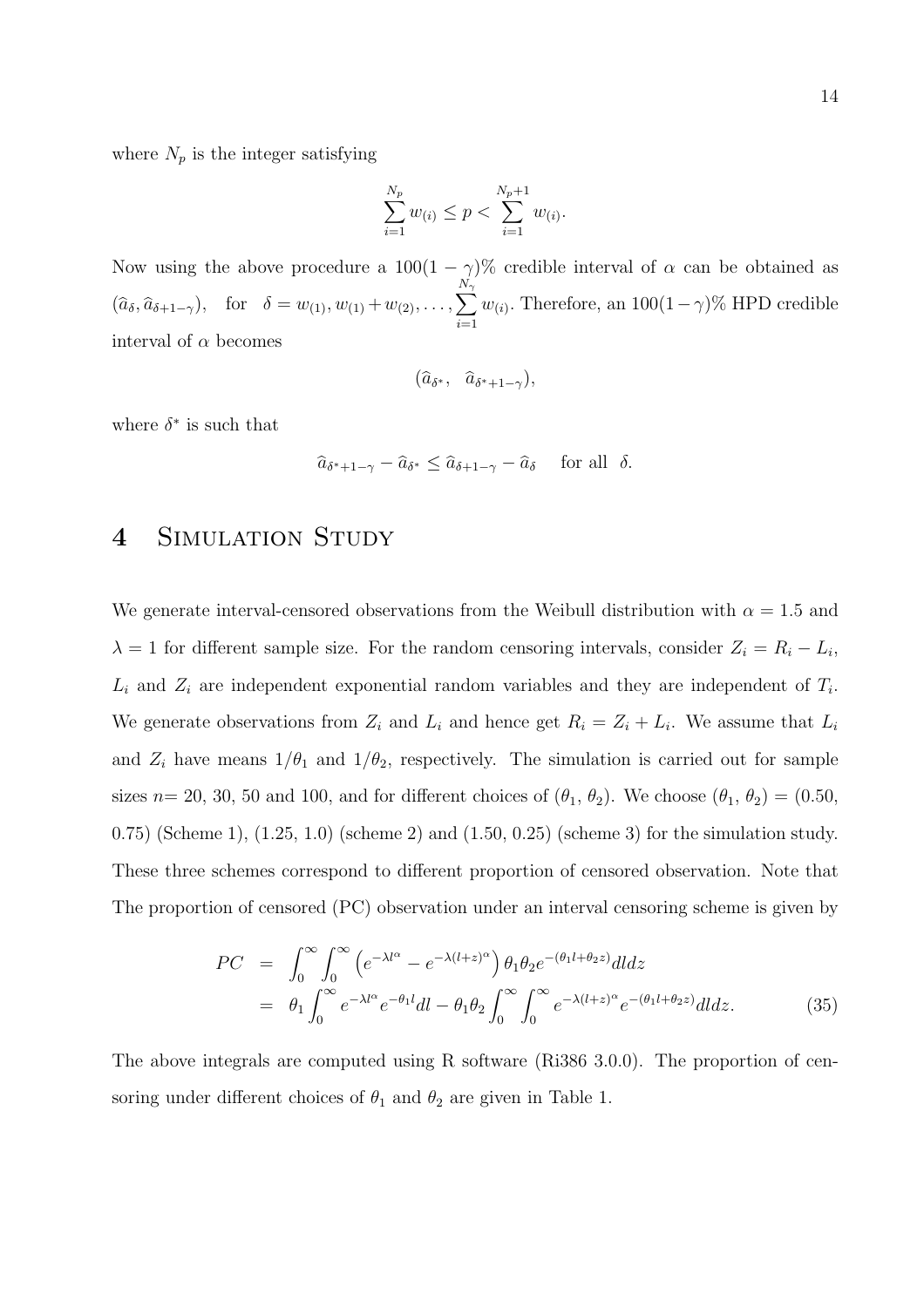where $N_p$ is the integer satisfying

$$\sum_{i=1}^{N_p} w_{(i)} \leq p < \sum_{i=1}^{N_p+1} w_{(i)}.$$

Now using the above procedure a $100(1-\gamma)\%$ credible interval of $\alpha$ can be obtained as $(\widehat{a}_{\delta}, \widehat{a}_{\delta+1-\gamma})$, for $\delta = w_{(1)}, w_{(1)} + w_{(2)}, \ldots, \sum_{i=1}^{N_\gamma} w_{(i)}$. Therefore, an $100(1-\gamma)\%$ HPD credible interval of $\alpha$ becomes

$$(\widehat{a}_{\delta^*}, \quad \widehat{a}_{\delta^*+1-\gamma}),$$

where $\delta^*$ is such that

$$\widehat{a}_{\delta^*+1-\gamma} - \widehat{a}_{\delta^*} \leq \widehat{a}_{\delta+1-\gamma} - \widehat{a}_{\delta} \quad \text{for all} \quad \delta.$$

# 4 Simulation Study

We generate interval-censored observations from the Weibull distribution with $\alpha = 1.5$ and $\lambda = 1$ for different sample size. For the random censoring intervals, consider $Z_i = R_i - L_i$, $L_i$ and $Z_i$ are independent exponential random variables and they are independent of $T_i$. We generate observations from $Z_i$ and $L_i$ and hence get $R_i = Z_i + L_i$. We assume that $L_i$ and $Z_i$ have means $1/\theta_1$ and $1/\theta_2$, respectively. The simulation is carried out for sample sizes $n$= 20, 30, 50 and 100, and for different choices of ($\theta_1$, $\theta_2$). We choose ($\theta_1$, $\theta_2$) = (0.50, 0.75) (Scheme 1), (1.25, 1.0) (scheme 2) and (1.50, 0.25) (scheme 3) for the simulation study. These three schemes correspond to different proportion of censored observation. Note that The proportion of censored (PC) observation under an interval censoring scheme is given by

$$\begin{aligned} PC &= \int_0^\infty \int_0^\infty \left(e^{-\lambda l^\alpha} - e^{-\lambda (l+z)^\alpha}\right) \theta_1 \theta_2 e^{-(\theta_1 l + \theta_2 z)} dl dz \\ &= \theta_1 \int_0^\infty e^{-\lambda l^\alpha} e^{-\theta_1 l} dl - \theta_1 \theta_2 \int_0^\infty \int_0^\infty e^{-\lambda (l+z)^\alpha} e^{-(\theta_1 l + \theta_2 z)} dl dz. \end{aligned} \tag{35}$$

The above integrals are computed using R software (Ri386 3.0.0). The proportion of censoring under different choices of $\theta_1$ and $\theta_2$ are given in Table 1.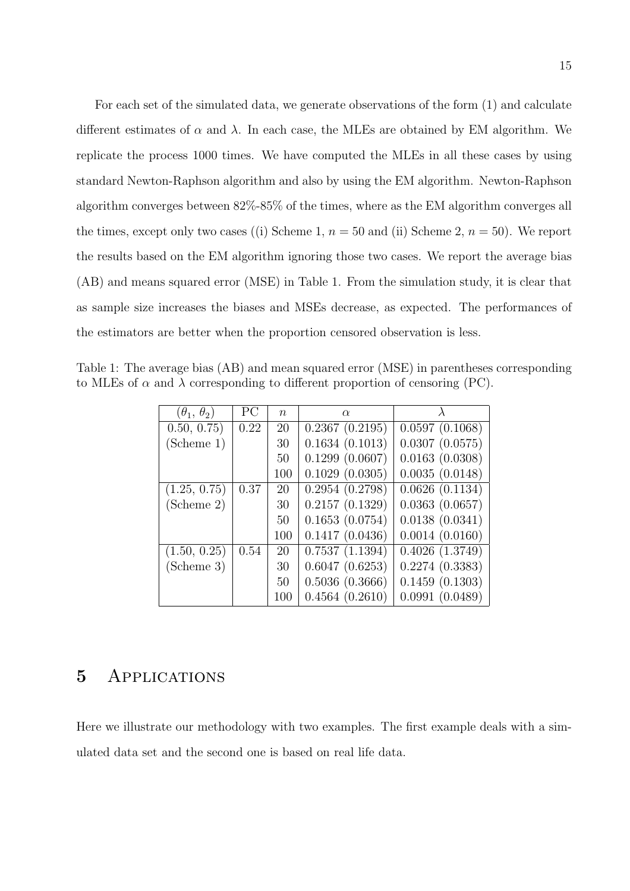For each set of the simulated data, we generate observations of the form (1) and calculate different estimates of $\alpha$ and $\lambda$. In each case, the MLEs are obtained by EM algorithm. We replicate the process 1000 times. We have computed the MLEs in all these cases by using standard Newton-Raphson algorithm and also by using the EM algorithm. Newton-Raphson algorithm converges between 82%-85% of the times, where as the EM algorithm converges all the times, except only two cases ((i) Scheme 1, $n = 50$ and (ii) Scheme 2, $n = 50$). We report the results based on the EM algorithm ignoring those two cases. We report the average bias (AB) and means squared error (MSE) in Table 1. From the simulation study, it is clear that as sample size increases the biases and MSEs decrease, as expected. The performances of the estimators are better when the proportion censored observation is less.

Table 1: The average bias (AB) and mean squared error (MSE) in parentheses corresponding to MLEs of $\alpha$ and $\lambda$ corresponding to different proportion of censoring (PC).

| $(\theta_1, \theta_2)$ | PC | $n$ | $\alpha$ | $\lambda$ |
|---|---|---|---|---|
| 0.50, 0.75) | 0.22 | 20 | 0.2367 (0.2195) | 0.0597 (0.1068) |
| (Scheme 1) | | 30 | 0.1634 (0.1013) | 0.0307 (0.0575) |
| | | 50 | 0.1299 (0.0607) | 0.0163 (0.0308) |
| | | 100 | 0.1029 (0.0305) | 0.0035 (0.0148) |
| (1.25, 0.75) | 0.37 | 20 | 0.2954 (0.2798) | 0.0626 (0.1134) |
| (Scheme 2) | | 30 | 0.2157 (0.1329) | 0.0363 (0.0657) |
| | | 50 | 0.1653 (0.0754) | 0.0138 (0.0341) |
| | | 100 | 0.1417 (0.0436) | 0.0014 (0.0160) |
| (1.50, 0.25) | 0.54 | 20 | 0.7537 (1.1394) | 0.4026 (1.3749) |
| (Scheme 3) | | 30 | 0.6047 (0.6253) | 0.2274 (0.3383) |
| | | 50 | 0.5036 (0.3666) | 0.1459 (0.1303) |
| | | 100 | 0.4564 (0.2610) | 0.0991 (0.0489) |

# 5 Applications

Here we illustrate our methodology with two examples. The first example deals with a simulated data set and the second one is based on real life data.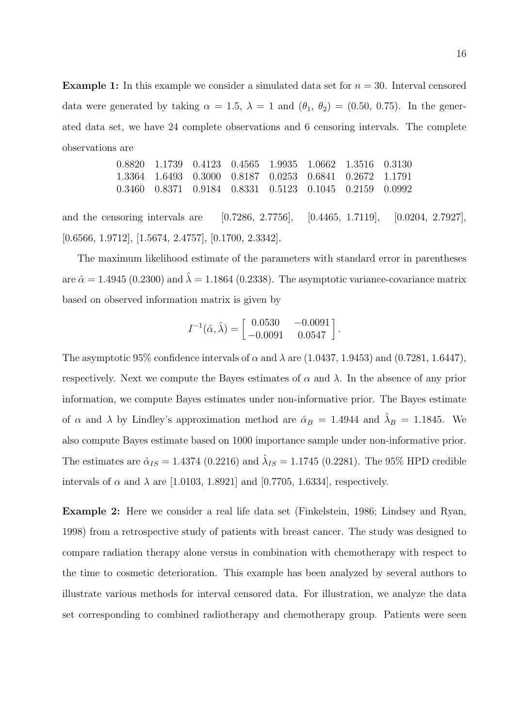**Example 1:** In this example we consider a simulated data set for $n = 30$. Interval censored data were generated by taking $\alpha = 1.5$, $\lambda = 1$ and $(\theta_1, \theta_2) = (0.50, 0.75)$. In the generated data set, we have 24 complete observations and 6 censoring intervals. The complete observations are

|  |  |  |  |  |  |  |  |
|---|---|---|---|---|---|---|---|
| 0.8820 | 1.1739 | 0.4123 | 0.4565 | 1.9935 | 1.0662 | 1.3516 | 0.3130 |
| 1.3364 | 1.6493 | 0.3000 | 0.8187 | 0.0253 | 0.6841 | 0.2672 | 1.1791 |
| 0.3460 | 0.8371 | 0.9184 | 0.8331 | 0.5123 | 0.1045 | 0.2159 | 0.0992 |

and the censoring intervals are [0.7286, 2.7756], [0.4465, 1.7119], [0.0204, 2.7927], [0.6566, 1.9712], [1.5674, 2.4757], [0.1700, 2.3342].

The maximum likelihood estimate of the parameters with standard error in parentheses are $\hat{\alpha} = 1.4945$ (0.2300) and $\hat{\lambda} = 1.1864$ (0.2338). The asymptotic variance-covariance matrix based on observed information matrix is given by

$$I^{-1}(\hat{\alpha}, \hat{\lambda}) = \begin{bmatrix} 0.0530 & -0.0091 \\ -0.0091 & 0.0547 \end{bmatrix}.$$

The asymptotic 95% confidence intervals of $\alpha$ and $\lambda$ are (1.0437, 1.9453) and (0.7281, 1.6447), respectively. Next we compute the Bayes estimates of $\alpha$ and $\lambda$. In the absence of any prior information, we compute Bayes estimates under non-informative prior. The Bayes estimate of $\alpha$ and $\lambda$ by Lindley's approximation method are $\hat{\alpha}_B = 1.4944$ and $\hat{\lambda}_B = 1.1845$. We also compute Bayes estimate based on 1000 importance sample under non-informative prior. The estimates are $\hat{\alpha}_{IS} = 1.4374$ (0.2216) and $\hat{\lambda}_{IS} = 1.1745$ (0.2281). The 95% HPD credible intervals of $\alpha$ and $\lambda$ are [1.0103, 1.8921] and [0.7705, 1.6334], respectively.

**Example 2:** Here we consider a real life data set (Finkelstein, 1986; Lindsey and Ryan, 1998) from a retrospective study of patients with breast cancer. The study was designed to compare radiation therapy alone versus in combination with chemotherapy with respect to the time to cosmetic deterioration. This example has been analyzed by several authors to illustrate various methods for interval censored data. For illustration, we analyze the data set corresponding to combined radiotherapy and chemotherapy group. Patients were seen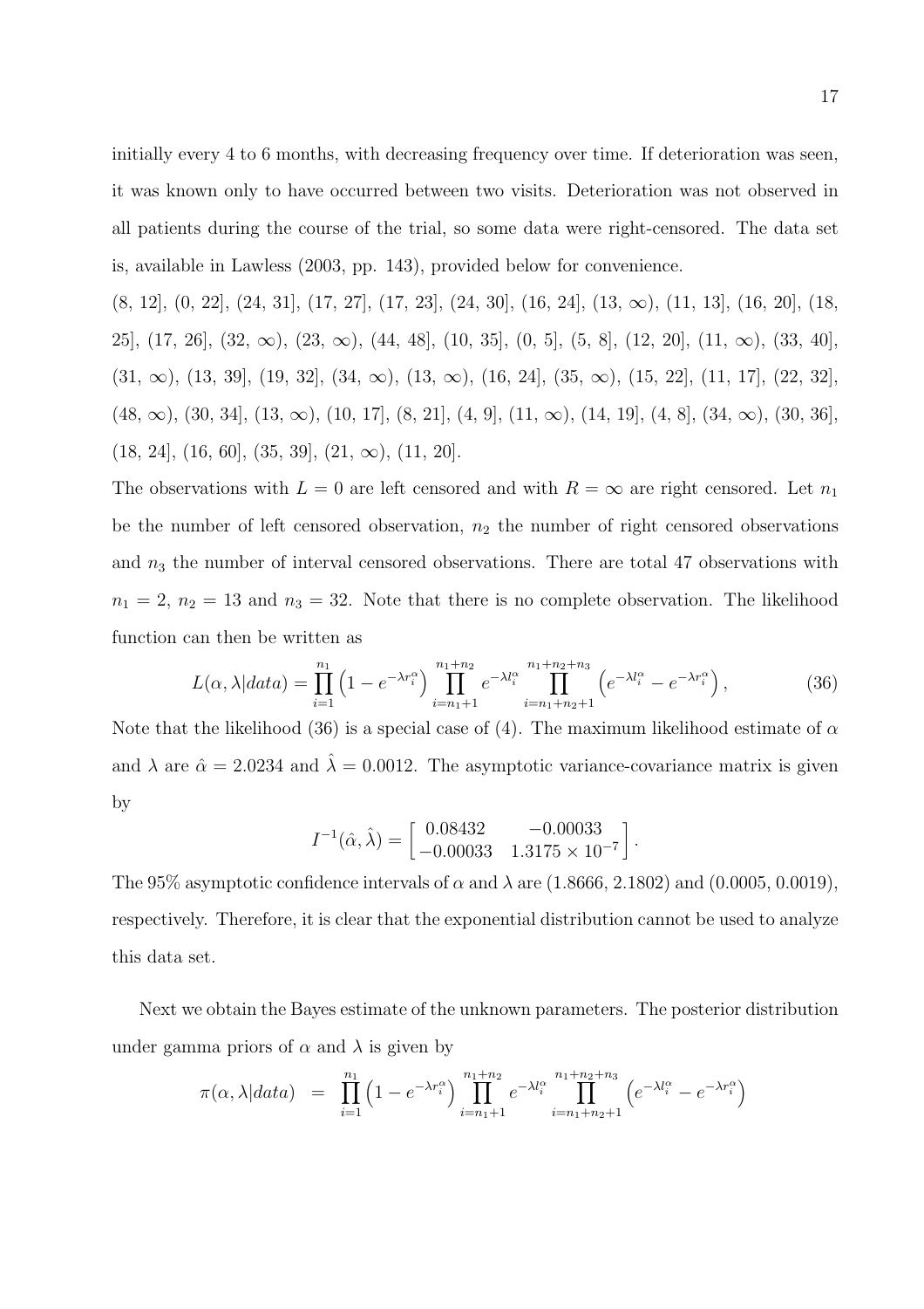initially every 4 to 6 months, with decreasing frequency over time. If deterioration was seen, it was known only to have occurred between two visits. Deterioration was not observed in all patients during the course of the trial, so some data were right-censored. The data set is, available in Lawless (2003, pp. 143), provided below for convenience.

(8, 12], (0, 22], (24, 31], (17, 27], (17, 23], (24, 30], (16, 24], (13, $\infty$), (11, 13], (16, 20], (18, 25], (17, 26], (32, $\infty$), (23, $\infty$), (44, 48], (10, 35], (0, 5], (5, 8], (12, 20], (11, $\infty$), (33, 40], (31, $\infty$), (13, 39], (19, 32], (34, $\infty$), (13, $\infty$), (16, 24], (35, $\infty$), (15, 22], (11, 17], (22, 32], (48, $\infty$), (30, 34], (13, $\infty$), (10, 17], (8, 21], (4, 9], (11, $\infty$), (14, 19], (4, 8], (34, $\infty$), (30, 36], (18, 24], (16, 60], (35, 39], (21, $\infty$), (11, 20].

The observations with $L = 0$ are left censored and with $R = \infty$ are right censored. Let $n_1$ be the number of left censored observation, $n_2$ the number of right censored observations and $n_3$ the number of interval censored observations. There are total 47 observations with $n_1 = 2$, $n_2 = 13$ and $n_3 = 32$. Note that there is no complete observation. The likelihood function can then be written as

$$L(\alpha, \lambda | data) = \prod_{i=1}^{n_1} \left(1 - e^{-\lambda r_i^{\alpha}}\right) \prod_{i=n_1+1}^{n_1+n_2} e^{-\lambda l_i^{\alpha}} \prod_{i=n_1+n_2+1}^{n_1+n_2+n_3} \left(e^{-\lambda l_i^{\alpha}} - e^{-\lambda r_i^{\alpha}}\right), \tag{36}$$

Note that the likelihood (36) is a special case of (4). The maximum likelihood estimate of $\alpha$ and $\lambda$ are $\hat{\alpha} = 2.0234$ and $\hat{\lambda} = 0.0012$. The asymptotic variance-covariance matrix is given by

$$I^{-1}(\hat{\alpha}, \hat{\lambda}) = \begin{bmatrix} 0.08432 & -0.00033 \\ -0.00033 & 1.3175 \times 10^{-7} \end{bmatrix}.$$

The 95% asymptotic confidence intervals of $\alpha$ and $\lambda$ are (1.8666, 2.1802) and (0.0005, 0.0019), respectively. Therefore, it is clear that the exponential distribution cannot be used to analyze this data set.

Next we obtain the Bayes estimate of the unknown parameters. The posterior distribution under gamma priors of $\alpha$ and $\lambda$ is given by

$$\pi(\alpha, \lambda | data) = \prod_{i=1}^{n_1} \left(1 - e^{-\lambda r_i^{\alpha}}\right) \prod_{i=n_1+1}^{n_1+n_2} e^{-\lambda l_i^{\alpha}} \prod_{i=n_1+n_2+1}^{n_1+n_2+n_3} \left(e^{-\lambda l_i^{\alpha}} - e^{-\lambda r_i^{\alpha}}\right)$$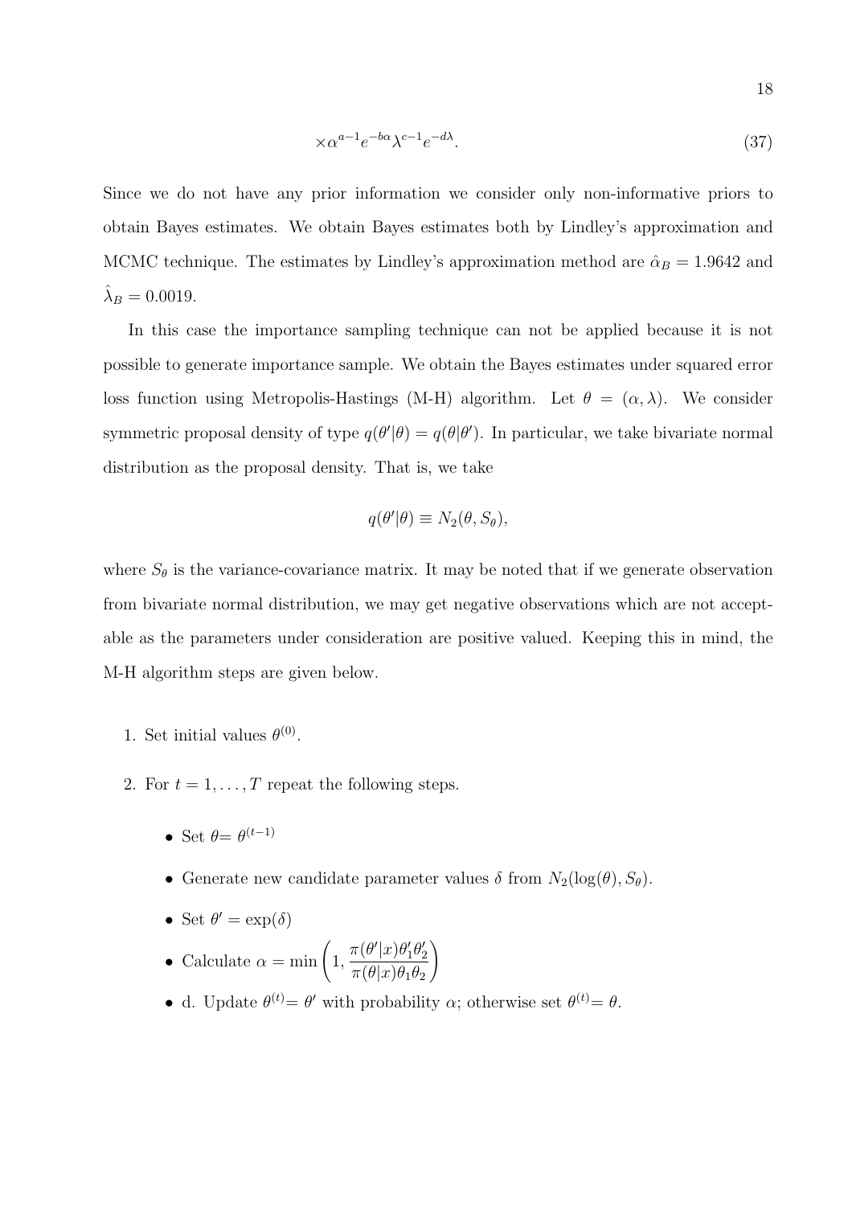$$\times \alpha^{a-1} e^{-b\alpha} \lambda^{c-1} e^{-d\lambda}. \tag{37}$$

Since we do not have any prior information we consider only non-informative priors to obtain Bayes estimates. We obtain Bayes estimates both by Lindley's approximation and MCMC technique. The estimates by Lindley's approximation method are $\hat{\alpha}_B = 1.9642$ and $\hat{\lambda}_B = 0.0019$.

In this case the importance sampling technique can not be applied because it is not possible to generate importance sample. We obtain the Bayes estimates under squared error loss function using Metropolis-Hastings (M-H) algorithm. Let $\theta = (\alpha, \lambda)$. We consider symmetric proposal density of type $q(\theta'|\theta) = q(\theta|\theta')$. In particular, we take bivariate normal distribution as the proposal density. That is, we take

$$q(\theta'|\theta) \equiv N_2(\theta, S_\theta),$$

where $S_\theta$ is the variance-covariance matrix. It may be noted that if we generate observation from bivariate normal distribution, we may get negative observations which are not acceptable as the parameters under consideration are positive valued. Keeping this in mind, the M-H algorithm steps are given below.

1. Set initial values $\theta^{(0)}$.
2. For $t = 1, \ldots, T$ repeat the following steps.
   - Set $\theta = \theta^{(t-1)}$
   - Generate new candidate parameter values $\delta$ from $N_2(\log(\theta), S_\theta)$.
   - Set $\theta' = \exp(\delta)$
   - Calculate $\alpha = \min\left(1, \dfrac{\pi(\theta'|x)\theta'_1\theta'_2}{\pi(\theta|x)\theta_1\theta_2}\right)$
   - d. Update $\theta^{(t)} = \theta'$ with probability $\alpha$; otherwise set $\theta^{(t)} = \theta$.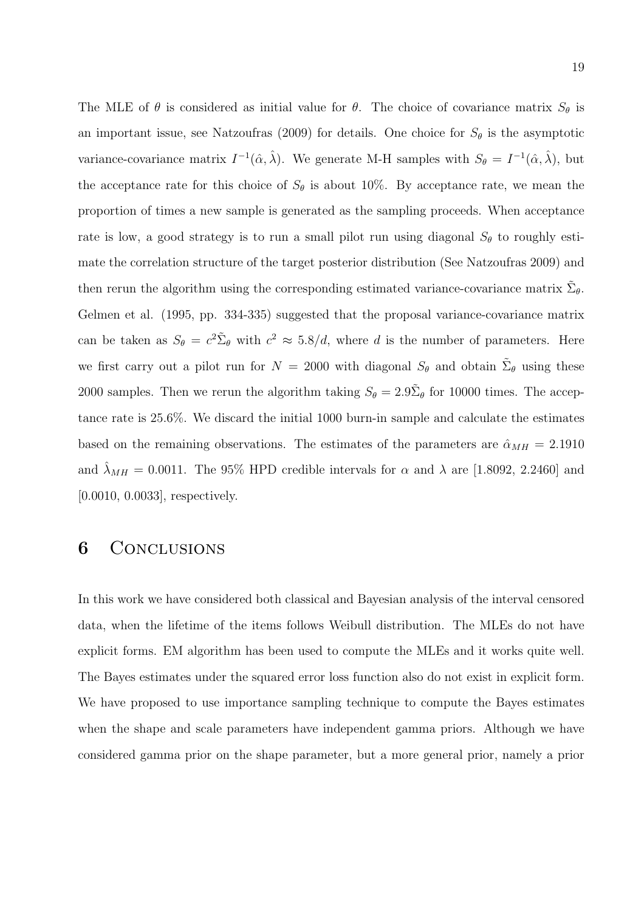The MLE of $\theta$ is considered as initial value for $\theta$. The choice of covariance matrix $S_\theta$ is an important issue, see Natzoufras (2009) for details. One choice for $S_\theta$ is the asymptotic variance-covariance matrix $I^{-1}(\hat{\alpha}, \hat{\lambda})$. We generate M-H samples with $S_\theta = I^{-1}(\hat{\alpha}, \hat{\lambda})$, but the acceptance rate for this choice of $S_\theta$ is about 10%. By acceptance rate, we mean the proportion of times a new sample is generated as the sampling proceeds. When acceptance rate is low, a good strategy is to run a small pilot run using diagonal $S_\theta$ to roughly estimate the correlation structure of the target posterior distribution (See Natzoufras 2009) and then rerun the algorithm using the corresponding estimated variance-covariance matrix $\tilde{\Sigma}_\theta$. Gelmen et al. (1995, pp. 334-335) suggested that the proposal variance-covariance matrix can be taken as $S_\theta = c^2\tilde{\Sigma}_\theta$ with $c^2 \approx 5.8/d$, where $d$ is the number of parameters. Here we first carry out a pilot run for $N = 2000$ with diagonal $S_\theta$ and obtain $\tilde{\Sigma}_\theta$ using these 2000 samples. Then we rerun the algorithm taking $S_\theta = 2.9\tilde{\Sigma}_\theta$ for 10000 times. The acceptance rate is 25.6%. We discard the initial 1000 burn-in sample and calculate the estimates based on the remaining observations. The estimates of the parameters are $\hat{\alpha}_{MH} = 2.1910$ and $\hat{\lambda}_{MH} = 0.0011$. The 95% HPD credible intervals for $\alpha$ and $\lambda$ are [1.8092, 2.2460] and [0.0010, 0.0033], respectively.

# 6 Conclusions

In this work we have considered both classical and Bayesian analysis of the interval censored data, when the lifetime of the items follows Weibull distribution. The MLEs do not have explicit forms. EM algorithm has been used to compute the MLEs and it works quite well. The Bayes estimates under the squared error loss function also do not exist in explicit form. We have proposed to use importance sampling technique to compute the Bayes estimates when the shape and scale parameters have independent gamma priors. Although we have considered gamma prior on the shape parameter, but a more general prior, namely a prior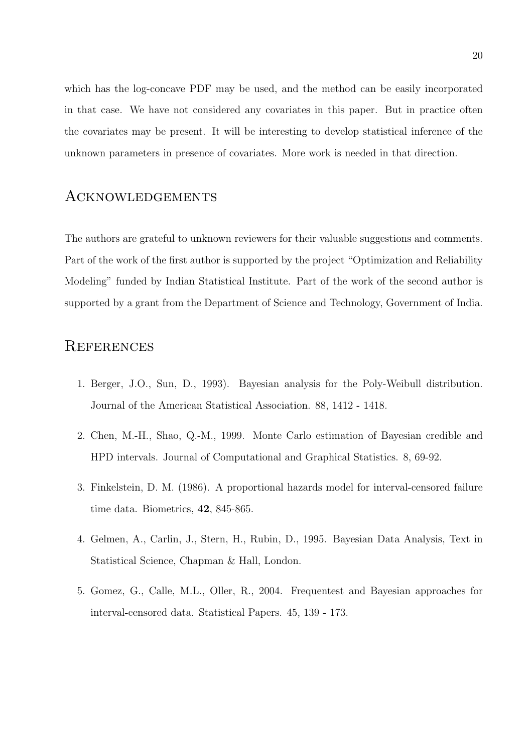which has the log-concave PDF may be used, and the method can be easily incorporated in that case. We have not considered any covariates in this paper. But in practice often the covariates may be present. It will be interesting to develop statistical inference of the unknown parameters in presence of covariates. More work is needed in that direction.

## Acknowledgements

The authors are grateful to unknown reviewers for their valuable suggestions and comments. Part of the work of the first author is supported by the project "Optimization and Reliability Modeling" funded by Indian Statistical Institute. Part of the work of the second author is supported by a grant from the Department of Science and Technology, Government of India.

## References

1. Berger, J.O., Sun, D., 1993). Bayesian analysis for the Poly-Weibull distribution. Journal of the American Statistical Association. 88, 1412 - 1418.

2. Chen, M.-H., Shao, Q.-M., 1999. Monte Carlo estimation of Bayesian credible and HPD intervals. Journal of Computational and Graphical Statistics. 8, 69-92.

3. Finkelstein, D. M. (1986). A proportional hazards model for interval-censored failure time data. Biometrics, **42**, 845-865.

4. Gelmen, A., Carlin, J., Stern, H., Rubin, D., 1995. Bayesian Data Analysis, Text in Statistical Science, Chapman & Hall, London.

5. Gomez, G., Calle, M.L., Oller, R., 2004. Frequentest and Bayesian approaches for interval-censored data. Statistical Papers. 45, 139 - 173.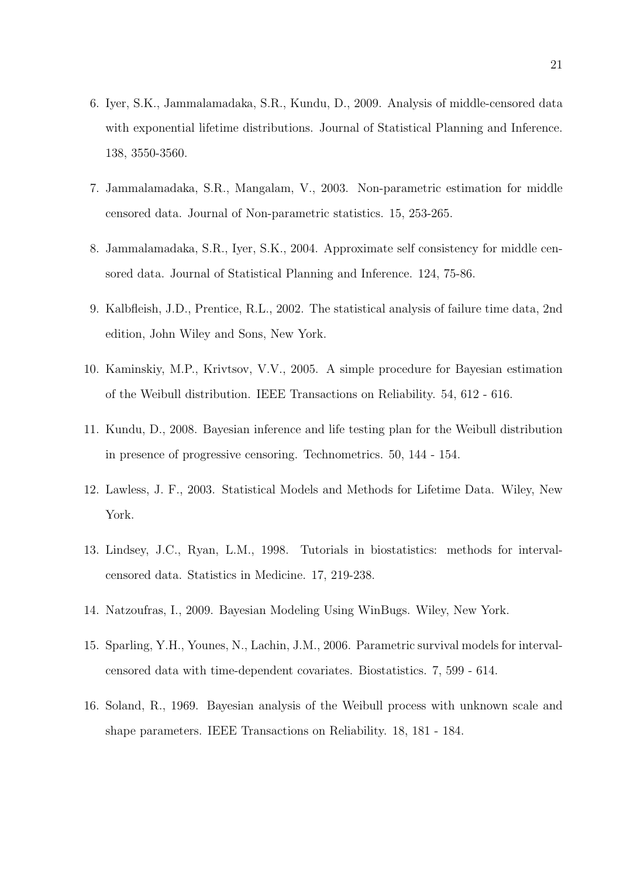6. Iyer, S.K., Jammalamadaka, S.R., Kundu, D., 2009. Analysis of middle-censored data with exponential lifetime distributions. Journal of Statistical Planning and Inference. 138, 3550-3560.

7. Jammalamadaka, S.R., Mangalam, V., 2003. Non-parametric estimation for middle censored data. Journal of Non-parametric statistics. 15, 253-265.

8. Jammalamadaka, S.R., Iyer, S.K., 2004. Approximate self consistency for middle censored data. Journal of Statistical Planning and Inference. 124, 75-86.

9. Kalbfleish, J.D., Prentice, R.L., 2002. The statistical analysis of failure time data, 2nd edition, John Wiley and Sons, New York.

10. Kaminskiy, M.P., Krivtsov, V.V., 2005. A simple procedure for Bayesian estimation of the Weibull distribution. IEEE Transactions on Reliability. 54, 612 - 616.

11. Kundu, D., 2008. Bayesian inference and life testing plan for the Weibull distribution in presence of progressive censoring. Technometrics. 50, 144 - 154.

12. Lawless, J. F., 2003. Statistical Models and Methods for Lifetime Data. Wiley, New York.

13. Lindsey, J.C., Ryan, L.M., 1998. Tutorials in biostatistics: methods for interval-censored data. Statistics in Medicine. 17, 219-238.

14. Natzoufras, I., 2009. Bayesian Modeling Using WinBugs. Wiley, New York.

15. Sparling, Y.H., Younes, N., Lachin, J.M., 2006. Parametric survival models for interval-censored data with time-dependent covariates. Biostatistics. 7, 599 - 614.

16. Soland, R., 1969. Bayesian analysis of the Weibull process with unknown scale and shape parameters. IEEE Transactions on Reliability. 18, 181 - 184.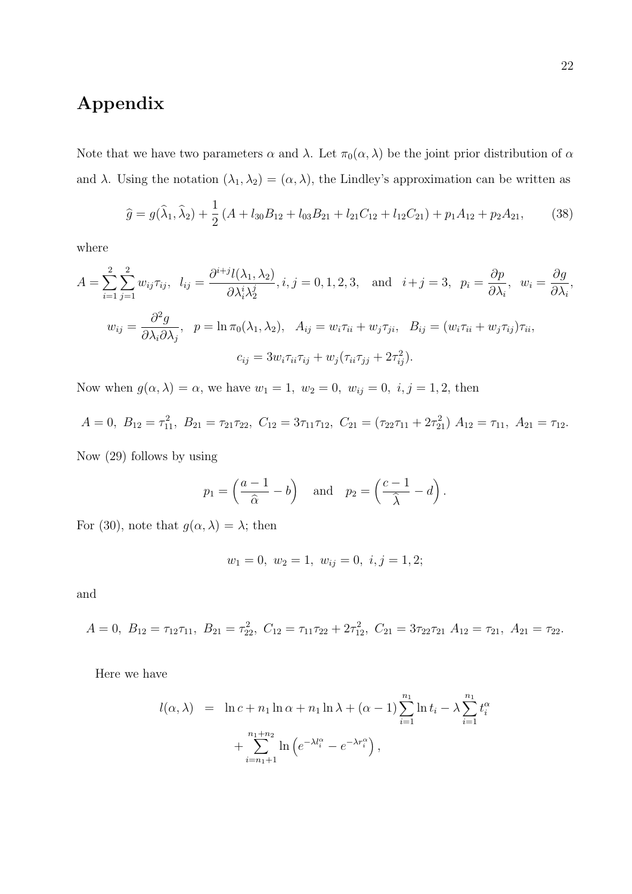# Appendix

Note that we have two parameters $\alpha$ and $\lambda$. Let $\pi_0(\alpha, \lambda)$ be the joint prior distribution of $\alpha$ and $\lambda$. Using the notation $(\lambda_1, \lambda_2) = (\alpha, \lambda)$, the Lindley's approximation can be written as

$$\widehat{g} = g(\widehat{\lambda}_1, \widehat{\lambda}_2) + \frac{1}{2}\left(A + l_{30}B_{12} + l_{03}B_{21} + l_{21}C_{12} + l_{12}C_{21}\right) + p_1 A_{12} + p_2 A_{21}, \tag{38}$$

where

$$A = \sum_{i=1}^{2}\sum_{j=1}^{2} w_{ij}\tau_{ij}, \;\; l_{ij} = \frac{\partial^{i+j} l(\lambda_1, \lambda_2)}{\partial \lambda_1^i \lambda_2^j}, i, j = 0, 1, 2, 3, \;\; \text{and} \;\; i + j = 3, \;\; p_i = \frac{\partial p}{\partial \lambda_i}, \;\; w_i = \frac{\partial g}{\partial \lambda_i},$$

$$w_{ij} = \frac{\partial^2 g}{\partial \lambda_i \partial \lambda_j}, \;\; p = \ln \pi_0(\lambda_1, \lambda_2), \;\; A_{ij} = w_i\tau_{ii} + w_j\tau_{ji}, \;\; B_{ij} = (w_i\tau_{ii} + w_j\tau_{ij})\tau_{ii},$$

$$c_{ij} = 3w_i\tau_{ii}\tau_{ij} + w_j(\tau_{ii}\tau_{jj} + 2\tau_{ij}^2).$$

Now when $g(\alpha, \lambda) = \alpha$, we have $w_1 = 1, \; w_2 = 0, \; w_{ij} = 0, \; i, j = 1, 2$, then

$$A = 0, \; B_{12} = \tau_{11}^2, \; B_{21} = \tau_{21}\tau_{22}, \; C_{12} = 3\tau_{11}\tau_{12}, \; C_{21} = (\tau_{22}\tau_{11} + 2\tau_{21}^2) \; A_{12} = \tau_{11}, \; A_{21} = \tau_{12}.$$

Now (29) follows by using

$$p_1 = \left(\frac{a-1}{\widehat{\alpha}} - b\right) \quad \text{and} \quad p_2 = \left(\frac{c-1}{\widehat{\lambda}} - d\right).$$

For (30), note that $g(\alpha, \lambda) = \lambda$; then

$$w_1 = 0, \; w_2 = 1, \; w_{ij} = 0, \; i, j = 1, 2;$$

and

$$A = 0, \; B_{12} = \tau_{12}\tau_{11}, \; B_{21} = \tau_{22}^2, \; C_{12} = \tau_{11}\tau_{22} + 2\tau_{12}^2, \; C_{21} = 3\tau_{22}\tau_{21} \; A_{12} = \tau_{21}, \; A_{21} = \tau_{22}.$$

Here we have

$$\begin{aligned} l(\alpha, \lambda) \;\; &= \;\; \ln c + n_1 \ln \alpha + n_1 \ln \lambda + (\alpha - 1)\sum_{i=1}^{n_1} \ln t_i - \lambda \sum_{i=1}^{n_1} t_i^{\alpha} \\ &\quad + \sum_{i=n_1+1}^{n_1+n_2} \ln\left(e^{-\lambda l_i^{\alpha}} - e^{-\lambda r_i^{\alpha}}\right), \end{aligned}$$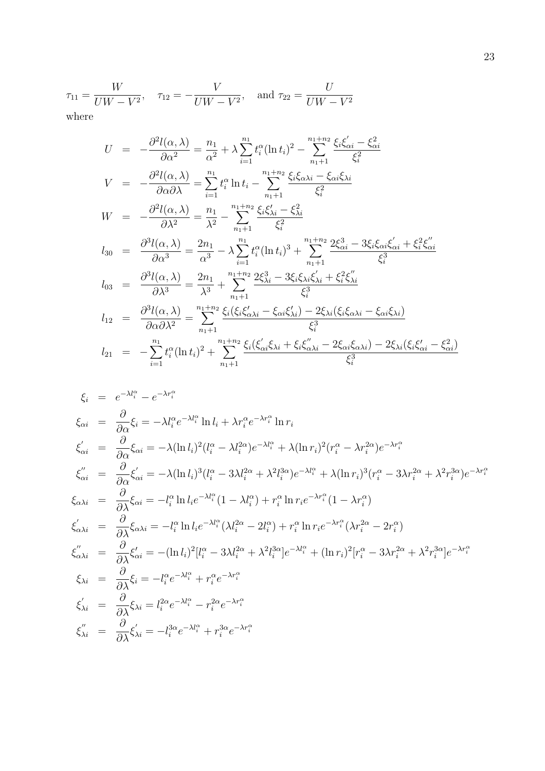$$\tau_{11} = \frac{W}{UW - V^2}, \quad \tau_{12} = -\frac{V}{UW - V^2}, \quad \text{and } \tau_{22} = \frac{U}{UW - V^2}$$

where

$$
\begin{aligned}
U &= -\frac{\partial^2 l(\alpha,\lambda)}{\partial \alpha^2} = \frac{n_1}{\alpha^2} + \lambda \sum_{i=1}^{n_1} t_i^{\alpha} (\ln t_i)^2 - \sum_{n_1+1}^{n_1+n_2} \frac{\xi_i \xi_{\alpha i}^{'} - \xi_{\alpha i}^2}{\xi_i^2} \\
V &= -\frac{\partial^2 l(\alpha,\lambda)}{\partial \alpha \partial \lambda} = \sum_{i=1}^{n_1} t_i^{\alpha} \ln t_i - \sum_{n_1+1}^{n_1+n_2} \frac{\xi_i \xi_{\alpha\lambda i} - \xi_{\alpha i}\xi_{\lambda i}}{\xi_i^2} \\
W &= -\frac{\partial^2 l(\alpha,\lambda)}{\partial \lambda^2} = \frac{n_1}{\lambda^2} - \sum_{n_1+1}^{n_1+n_2} \frac{\xi_i \xi_{\lambda i}^{'} - \xi_{\lambda i}^2}{\xi_i^2} \\
l_{30} &= \frac{\partial^3 l(\alpha,\lambda)}{\partial \alpha^3} = \frac{2n_1}{\alpha^3} - \lambda \sum_{i=1}^{n_1} t_i^{\alpha} (\ln t_i)^3 + \sum_{n_1+1}^{n_1+n_2} \frac{2\xi_{\alpha i}^3 - 3\xi_i \xi_{\alpha i} \xi_{\alpha i}^{'} + \xi_i^2 \xi_{\alpha i}^{''}}{\xi_i^3} \\
l_{03} &= \frac{\partial^3 l(\alpha,\lambda)}{\partial \lambda^3} = \frac{2n_1}{\lambda^3} + \sum_{n_1+1}^{n_1+n_2} \frac{2\xi_{\lambda i}^3 - 3\xi_i \xi_{\lambda i} \xi_{\lambda i}^{'} + \xi_i^2 \xi_{\lambda i}^{''}}{\xi_i^3} \\
l_{12} &= \frac{\partial^3 l(\alpha,\lambda)}{\partial \alpha \partial \lambda^2} = \sum_{n_1+1}^{n_1+n_2} \frac{\xi_i(\xi_i \xi_{\alpha\lambda i}^{\prime} - \xi_{\alpha i}\xi_{\lambda i}^{\prime}) - 2\xi_{\lambda i}(\xi_i \xi_{\alpha\lambda i} - \xi_{\alpha i}\xi_{\lambda i})}{\xi_i^3} \\
l_{21} &= -\sum_{i=1}^{n_1} t_i^{\alpha} (\ln t_i)^2 + \sum_{n_1+1}^{n_1+n_2} \frac{\xi_i(\xi_{\alpha i}^{'} \xi_{\lambda i} + \xi_i \xi_{\alpha\lambda i}^{''} - 2\xi_{\alpha i}\xi_{\alpha\lambda i}) - 2\xi_{\lambda i}(\xi_i \xi_{\alpha i}^{\prime} - \xi_{\alpha i}^2)}{\xi_i^3}
\end{aligned}
$$

$$
\begin{aligned}
\xi_i &= e^{-\lambda l_i^{\alpha}} - e^{-\lambda r_i^{\alpha}} \\
\xi_{\alpha i} &= \frac{\partial}{\partial \alpha} \xi_i = -\lambda l_i^{\alpha} e^{-\lambda l_i^{\alpha}} \ln l_i + \lambda r_i^{\alpha} e^{-\lambda r_i^{\alpha}} \ln r_i \\
\xi_{\alpha i}^{'} &= \frac{\partial}{\partial \alpha} \xi_{\alpha i} = -\lambda (\ln l_i)^2 (l_i^{\alpha} - \lambda l_i^{2\alpha}) e^{-\lambda l_i^{\alpha}} + \lambda (\ln r_i)^2 (r_i^{\alpha} - \lambda r_i^{2\alpha}) e^{-\lambda r_i^{\alpha}} \\
\xi_{\alpha i}^{''} &= \frac{\partial}{\partial \alpha} \xi_{\alpha i}^{'} = -\lambda (\ln l_i)^3 (l_i^{\alpha} - 3\lambda l_i^{2\alpha} + \lambda^2 l_i^{3\alpha}) e^{-\lambda l_i^{\alpha}} + \lambda (\ln r_i)^3 (r_i^{\alpha} - 3\lambda r_i^{2\alpha} + \lambda^2 r_i^{3\alpha}) e^{-\lambda r_i^{\alpha}} \\
\xi_{\alpha\lambda i} &= \frac{\partial}{\partial \lambda} \xi_{\alpha i} = -l_i^{\alpha} \ln l_i e^{-\lambda l_i^{\alpha}} (1 - \lambda l_i^{\alpha}) + r_i^{\alpha} \ln r_i e^{-\lambda r_i^{\alpha}} (1 - \lambda r_i^{\alpha}) \\
\xi_{\alpha\lambda i}^{'} &= \frac{\partial}{\partial \lambda} \xi_{\alpha\lambda i} = -l_i^{\alpha} \ln l_i e^{-\lambda l_i^{\alpha}} (\lambda l_i^{2\alpha} - 2 l_i^{\alpha}) + r_i^{\alpha} \ln r_i e^{-\lambda r_i^{\alpha}} (\lambda r_i^{2\alpha} - 2 r_i^{\alpha}) \\
\xi_{\alpha\lambda i}^{''} &= \frac{\partial}{\partial \lambda} \xi_{\alpha i}^{\prime} = -(\ln l_i)^2 [l_i^{\alpha} - 3\lambda l_i^{2\alpha} + \lambda^2 l_i^{3\alpha}] e^{-\lambda l_i^{\alpha}} + (\ln r_i)^2 [r_i^{\alpha} - 3\lambda r_i^{2\alpha} + \lambda^2 r_i^{3\alpha}] e^{-\lambda r_i^{\alpha}} \\
\xi_{\lambda i} &= \frac{\partial}{\partial \lambda} \xi_i = -l_i^{\alpha} e^{-\lambda l_i^{\alpha}} + r_i^{\alpha} e^{-\lambda r_i^{\alpha}} \\
\xi_{\lambda i}^{'} &= \frac{\partial}{\partial \lambda} \xi_{\lambda i} = l_i^{2\alpha} e^{-\lambda l_i^{\alpha}} - r_i^{2\alpha} e^{-\lambda r_i^{\alpha}} \\
\xi_{\lambda i}^{''} &= \frac{\partial}{\partial \lambda} \xi_{\lambda i}^{'} = -l_i^{3\alpha} e^{-\lambda l_i^{\alpha}} + r_i^{3\alpha} e^{-\lambda r_i^{\alpha}}
\end{aligned}
$$